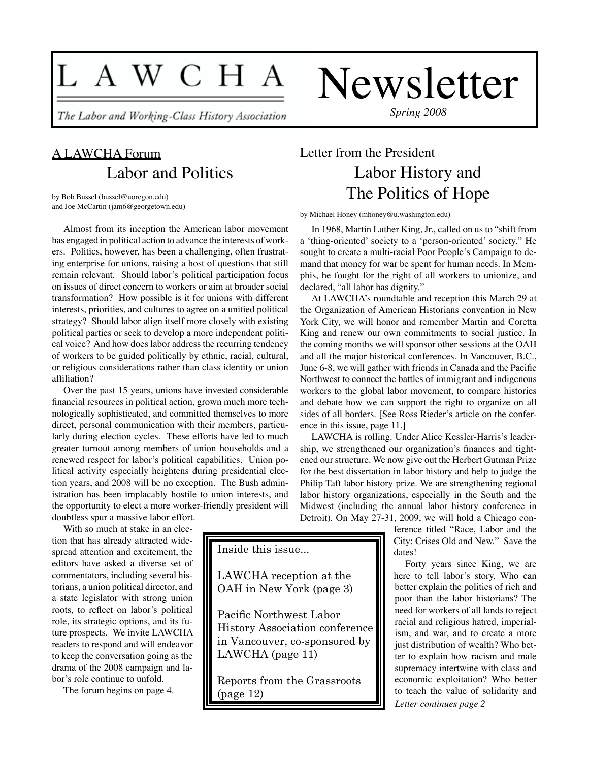# LAWCHA Newsletter

*The Labor and Working-Class History Association*

*Spring 2008*

## A LAWCHA Forum

## Labor and Politics

by Bob Bussel (bussel@uoregon.edu) and Joe McCartin (jam6@georgetown.edu)

Almost from its inception the American labor movement has engaged in political action to advance the interests of workers. Politics, however, has been a challenging, often frustrating enterprise for unions, raising a host of questions that still remain relevant. Should labor's political participation focus on issues of direct concern to workers or aim at broader social transformation? How possible is it for unions with different interests, priorities, and cultures to agree on a unified political strategy? Should labor align itself more closely with existing political parties or seek to develop a more independent political voice? And how does labor address the recurring tendency of workers to be guided politically by ethnic, racial, cultural, or religious considerations rather than class identity or union affiliation?

Over the past 15 years, unions have invested considerable financial resources in political action, grown much more technologically sophisticated, and committed themselves to more direct, personal communication with their members, particularly during election cycles. These efforts have led to much greater turnout among members of union households and a renewed respect for labor's political capabilities. Union political activity especially heightens during presidential election years, and 2008 will be no exception. The Bush administration has been implacably hostile to union interests, and the opportunity to elect a more worker-friendly president will doubtless spur a massive labor effort.

With so much at stake in an election that has already attracted widespread attention and excitement, the editors have asked a diverse set of commentators, including several historians, a union political director, and a state legislator with strong union roots, to reflect on labor's political role, its strategic options, and its future prospects. We invite LAWCHA readers to respond and will endeavor to keep the conversation going as the drama of the 2008 campaign and labor's role continue to unfold.

The forum begins on page 4.

## Letter from the President

## Labor History and The Politics of Hope

by Michael Honey (mhoney@u.washington.edu)

In 1968, Martin Luther King, Jr., called on us to "shift from a 'thing-oriented' society to a 'person-oriented' society." He sought to create a multi-racial Poor People's Campaign to demand that money for war be spent for human needs. In Memphis, he fought for the right of all workers to unionize, and declared, "all labor has dignity."

At LAWCHA's roundtable and reception this March 29 at the Organization of American Historians convention in New York City, we will honor and remember Martin and Coretta King and renew our own commitments to social justice. In the coming months we will sponsor other sessions at the OAH and all the major historical conferences. In Vancouver, B.C., June 6-8, we will gather with friends in Canada and the Pacific Northwest to connect the battles of immigrant and indigenous workers to the global labor movement, to compare histories and debate how we can support the right to organize on all sides of all borders. [See Ross Rieder's article on the conference in this issue, page 11.]

LAWCHA is rolling. Under Alice Kessler-Harris's leadership, we strengthened our organization's finances and tightened our structure. We now give out the Herbert Gutman Prize for the best dissertation in labor history and help to judge the Philip Taft labor history prize. We are strengthening regional labor history organizations, especially in the South and the Midwest (including the annual labor history conference in Detroit). On May 27-31, 2009, we will hold a Chicago conference titled "Race, Labor and the City: Crises Old and New." Save the dates!

Forty years since King, we are here to tell labor's story. Who can better explain the politics of rich and poor than the labor historians? The need for workers of all lands to reject racial and religious hatred, imperialism, and war, and to create a more just distribution of wealth? Who better to explain how racism and male supremacy intertwine with class and economic exploitation? Who better to teach the value of solidarity and

*Letter continues page 2*

---

Inside this issue...

LAWCHA reception at the OAH in New York (page 3)

Pacific Northwest Labor History Association conference in Vancouver, co-sponsored by LAWCHA (page 11)

Reports from the Grassroots (page 12)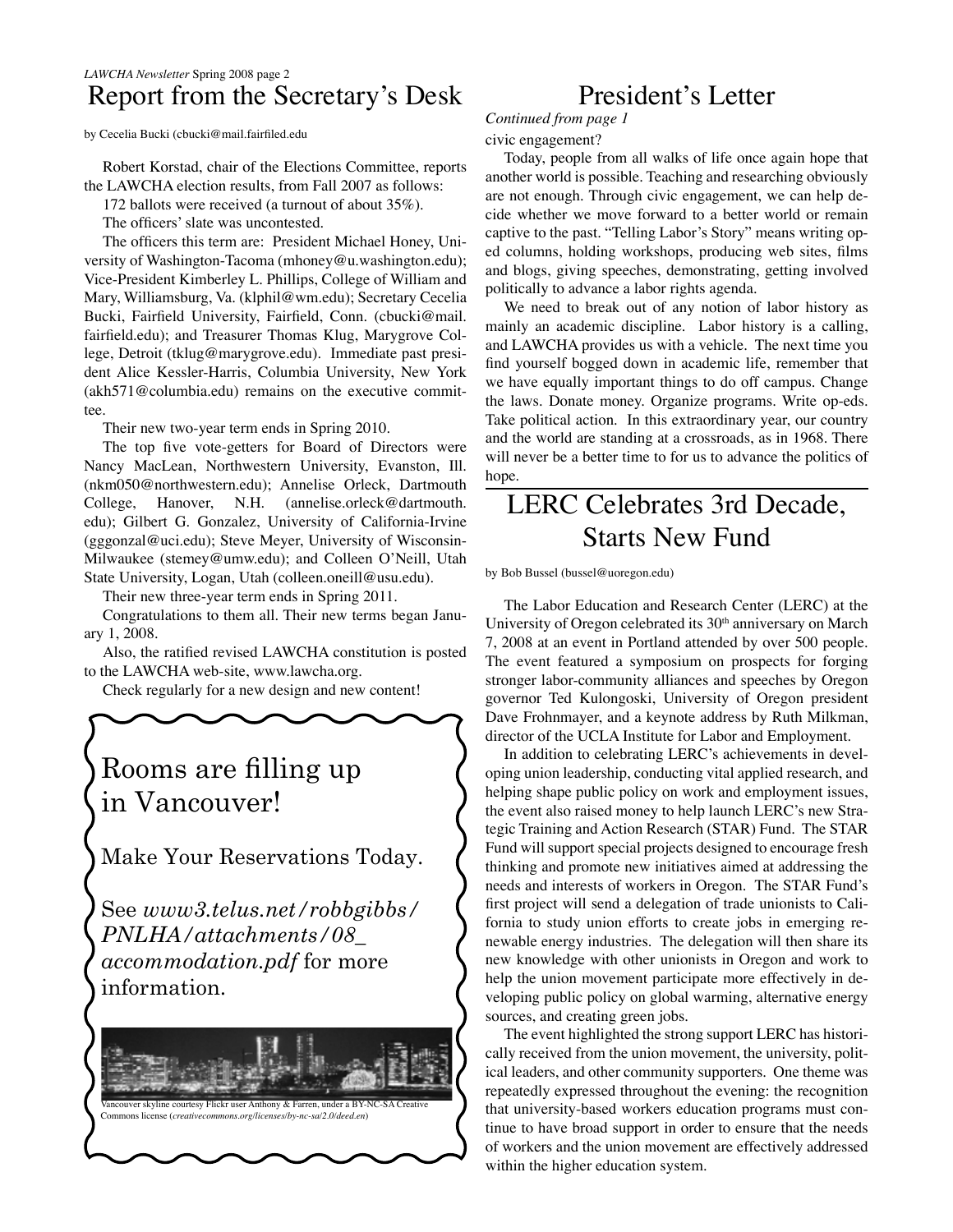## Report from the Secretary's Desk

by Cecelia Bucki (cbucki@mail.fairfiled.edu

Robert Korstad, chair of the Elections Committee, reports the LAWCHA election results, from Fall 2007 as follows:

172 ballots were received (a turnout of about 35%).

The officers' slate was uncontested.

The officers this term are: President Michael Honey, University of Washington-Tacoma (mhoney@u.washington.edu); Vice-President Kimberley L. Phillips, College of William and Mary, Williamsburg, Va. (klphil@wm.edu); Secretary Cecelia Bucki, Fairfield University, Fairfield, Conn. (cbucki@mail.fairfield.edu); and Treasurer Thomas Klug, Marygrove College, Detroit (tklug@marygrove.edu). Immediate past president Alice Kessler-Harris, Columbia University, New York (akh571@columbia.edu) remains on the executive committee.

Their new two-year term ends in Spring 2010.

The top five vote-getters for Board of Directors were Nancy MacLean, Northwestern University, Evanston, Ill. (nkm050@northwestern.edu); Annelise Orleck, Dartmouth College, Hanover, N.H. (annelise.orleck@dartmouth.edu); Gilbert G. Gonzalez, University of California-Irvine (gggonzal@uci.edu); Steve Meyer, University of Wisconsin-Milwaukee (stemey@umw.edu); and Colleen O'Neill, Utah State University, Logan, Utah (colleen.oneill@usu.edu).

Their new three-year term ends in Spring 2011.

Congratulations to them all. Their new terms began January 1, 2008.

Also, the ratified revised LAWCHA constitution is posted to the LAWCHA web-site, www.lawcha.org.

Check regularly for a new design and new content!

Rooms are filling up in Vancouver!

Make Your Reservations Today.

See *www3.telus.net/robbgibbs/PNLHA/attachments/08_accommodation.pdf* for more information.

Vancouver skyline courtesy Flickr user Anthony & Farren, under a BY-NC-SA Creative Commons license (*creativecommons.org/licenses/by-nc-sa/2.0/deed.en*)

## President's Letter

*Continued from page 1*

civic engagement?

Today, people from all walks of life once again hope that another world is possible. Teaching and researching obviously are not enough. Through civic engagement, we can help decide whether we move forward to a better world or remain captive to the past. "Telling Labor's Story" means writing op-ed columns, holding workshops, producing web sites, films and blogs, giving speeches, demonstrating, getting involved politically to advance a labor rights agenda.

We need to break out of any notion of labor history as mainly an academic discipline. Labor history is a calling, and LAWCHA provides us with a vehicle. The next time you find yourself bogged down in academic life, remember that we have equally important things to do off campus. Change the laws. Donate money. Organize programs. Write op-eds. Take political action. In this extraordinary year, our country and the world are standing at a crossroads, as in 1968. There will never be a better time to for us to advance the politics of hope.

## LERC Celebrates 3rd Decade, Starts New Fund

by Bob Bussel (bussel@uoregon.edu)

The Labor Education and Research Center (LERC) at the University of Oregon celebrated its 30th anniversary on March 7, 2008 at an event in Portland attended by over 500 people. The event featured a symposium on prospects for forging stronger labor-community alliances and speeches by Oregon governor Ted Kulongoski, University of Oregon president Dave Frohnmayer, and a keynote address by Ruth Milkman, director of the UCLA Institute for Labor and Employment.

In addition to celebrating LERC's achievements in developing union leadership, conducting vital applied research, and helping shape public policy on work and employment issues, the event also raised money to help launch LERC's new Strategic Training and Action Research (STAR) Fund. The STAR Fund will support special projects designed to encourage fresh thinking and promote new initiatives aimed at addressing the needs and interests of workers in Oregon. The STAR Fund's first project will send a delegation of trade unionists to California to study union efforts to create jobs in emerging renewable energy industries. The delegation will then share its new knowledge with other unionists in Oregon and work to help the union movement participate more effectively in developing public policy on global warming, alternative energy sources, and creating green jobs.

The event highlighted the strong support LERC has historically received from the union movement, the university, political leaders, and other community supporters. One theme was repeatedly expressed throughout the evening: the recognition that university-based workers education programs must continue to have broad support in order to ensure that the needs of workers and the union movement are effectively addressed within the higher education system.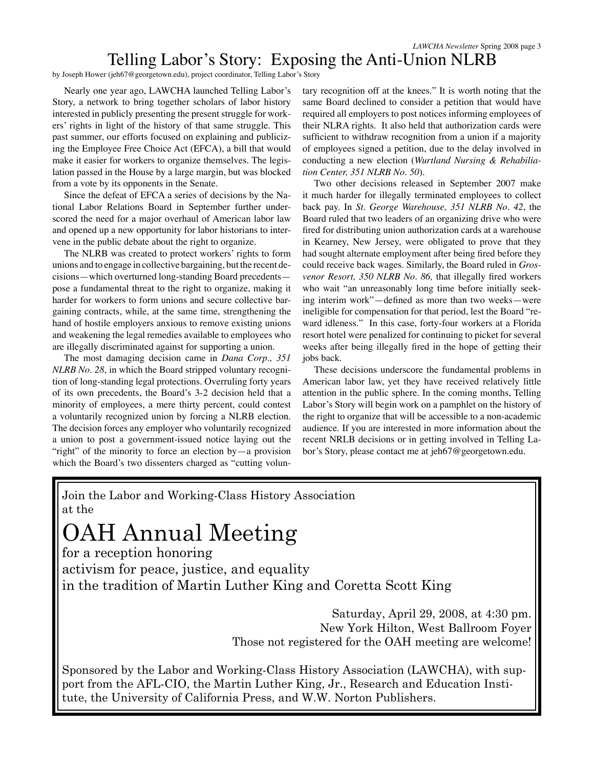# Telling Labor's Story: Exposing the Anti-Union NLRB

by Joseph Hower (jeh67@georgetown.edu), project coordinator, Telling Labor's Story

Nearly one year ago, LAWCHA launched Telling Labor's Story, a network to bring together scholars of labor history interested in publicly presenting the present struggle for workers' rights in light of the history of that same struggle. This past summer, our efforts focused on explaining and publicizing the Employee Free Choice Act (EFCA), a bill that would make it easier for workers to organize themselves. The legislation passed in the House by a large margin, but was blocked from a vote by its opponents in the Senate.

Since the defeat of EFCA a series of decisions by the National Labor Relations Board in September further underscored the need for a major overhaul of American labor law and opened up a new opportunity for labor historians to intervene in the public debate about the right to organize.

The NLRB was created to protect workers' rights to form unions and to engage in collective bargaining, but the recent decisions—which overturned long-standing Board precedents—pose a fundamental threat to the right to organize, making it harder for workers to form unions and secure collective bargaining contracts, while, at the same time, strengthening the hand of hostile employers anxious to remove existing unions and weakening the legal remedies available to employees who are illegally discriminated against for supporting a union.

The most damaging decision came in *Dana Corp., 351 NLRB No. 28*, in which the Board stripped voluntary recognition of long-standing legal protections. Overruling forty years of its own precedents, the Board's 3-2 decision held that a minority of employees, a mere thirty percent, could contest a voluntarily recognized union by forcing a NLRB election. The decision forces any employer who voluntarily recognized a union to post a government-issued notice laying out the "right" of the minority to force an election by—a provision which the Board's two dissenters charged as "cutting voluntary recognition off at the knees." It is worth noting that the same Board declined to consider a petition that would have required all employers to post notices informing employees of their NLRA rights. It also held that authorization cards were sufficient to withdraw recognition from a union if a majority of employees signed a petition, due to the delay involved in conducting a new election (*Wurtland Nursing & Rehabiliation Center, 351 NLRB No. 50*).

Two other decisions released in September 2007 make it much harder for illegally terminated employees to collect back pay. In *St. George Warehouse, 351 NLRB No. 42*, the Board ruled that two leaders of an organizing drive who were fired for distributing union authorization cards at a warehouse in Kearney, New Jersey, were obligated to prove that they had sought alternate employment after being fired before they could receive back wages. Similarly, the Board ruled in *Grosvenor Resort, 350 NLRB No. 86,* that illegally fired workers who wait "an unreasonably long time before initially seeking interim work"—defined as more than two weeks—were ineligible for compensation for that period, lest the Board "reward idleness." In this case, forty-four workers at a Florida resort hotel were penalized for continuing to picket for several weeks after being illegally fired in the hope of getting their jobs back.

These decisions underscore the fundamental problems in American labor law, yet they have received relatively little attention in the public sphere. In the coming months, Telling Labor's Story will begin work on a pamphlet on the history of the right to organize that will be accessible to a non-academic audience. If you are interested in more information about the recent NRLB decisions or in getting involved in Telling Labor's Story, please contact me at jeh67@georgetown.edu.

---

Join the Labor and Working-Class History Association at the

# OAH Annual Meeting

for a reception honoring
activism for peace, justice, and equality
in the tradition of Martin Luther King and Coretta Scott King

Saturday, April 29, 2008, at 4:30 pm.
New York Hilton, West Ballroom Foyer
Those not registered for the OAH meeting are welcome!

Sponsored by the Labor and Working-Class History Association (LAWCHA), with support from the AFL-CIO, the Martin Luther King, Jr., Research and Education Institute, the University of California Press, and W.W. Norton Publishers.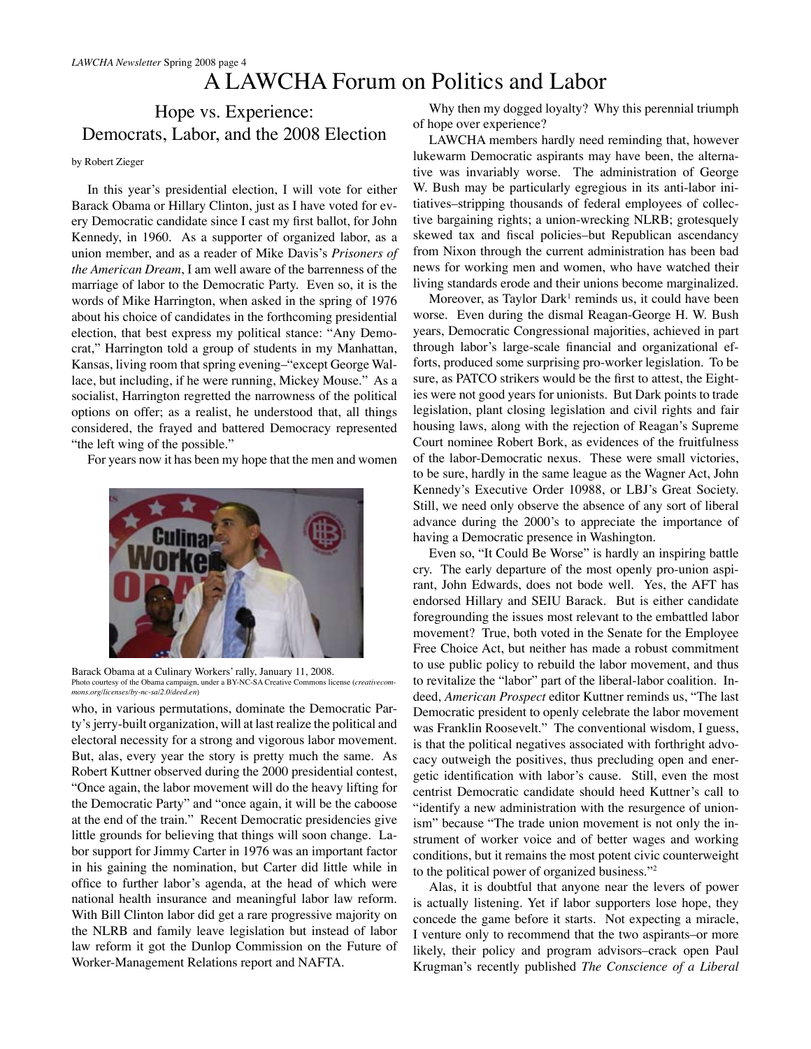# A LAWCHA Forum on Politics and Labor

## Hope vs. Experience: Democrats, Labor, and the 2008 Election

by Robert Zieger

In this year's presidential election, I will vote for either Barack Obama or Hillary Clinton, just as I have voted for every Democratic candidate since I cast my first ballot, for John Kennedy, in 1960. As a supporter of organized labor, as a union member, and as a reader of Mike Davis's *Prisoners of the American Dream*, I am well aware of the barrenness of the marriage of labor to the Democratic Party. Even so, it is the words of Mike Harrington, when asked in the spring of 1976 about his choice of candidates in the forthcoming presidential election, that best express my political stance: "Any Democrat," Harrington told a group of students in my Manhattan, Kansas, living room that spring evening–"except George Wallace, but including, if he were running, Mickey Mouse." As a socialist, Harrington regretted the narrowness of the political options on offer; as a realist, he understood that, all things considered, the frayed and battered Democracy represented "the left wing of the possible."

For years now it has been my hope that the men and women who, in various permutations, dominate the Democratic Party's jerry-built organization, will at last realize the political and electoral necessity for a strong and vigorous labor movement. But, alas, every year the story is pretty much the same. As Robert Kuttner observed during the 2000 presidential contest, "Once again, the labor movement will do the heavy lifting for the Democratic Party" and "once again, it will be the caboose at the end of the train." Recent Democratic presidencies give little grounds for believing that things will soon change. Labor support for Jimmy Carter in 1976 was an important factor in his gaining the nomination, but Carter did little while in office to further labor's agenda, at the head of which were national health insurance and meaningful labor law reform. With Bill Clinton labor did get a rare progressive majority on the NLRB and family leave legislation but instead of labor law reform it got the Dunlop Commission on the Future of Worker-Management Relations report and NAFTA.

Barack Obama at a Culinary Workers' rally, January 11, 2008.
Photo courtesy of the Obama campaign, under a BY-NC-SA Creative Commons license (*creativecommons.org/licenses/by-nc-sa/2.0/deed.en*)

Why then my dogged loyalty? Why this perennial triumph of hope over experience?

LAWCHA members hardly need reminding that, however lukewarm Democratic aspirants may have been, the alternative was invariably worse. The administration of George W. Bush may be particularly egregious in its anti-labor initiatives–stripping thousands of federal employees of collective bargaining rights; a union-wrecking NLRB; grotesquely skewed tax and fiscal policies–but Republican ascendancy from Nixon through the current administration has been bad news for working men and women, who have watched their living standards erode and their unions become marginalized.

Moreover, as Taylor Dark[1] reminds us, it could have been worse. Even during the dismal Reagan-George H. W. Bush years, Democratic Congressional majorities, achieved in part through labor's large-scale financial and organizational efforts, produced some surprising pro-worker legislation. To be sure, as PATCO strikers would be the first to attest, the Eighties were not good years for unionists. But Dark points to trade legislation, plant closing legislation and civil rights and fair housing laws, along with the rejection of Reagan's Supreme Court nominee Robert Bork, as evidences of the fruitfulness of the labor-Democratic nexus. These were small victories, to be sure, hardly in the same league as the Wagner Act, John Kennedy's Executive Order 10988, or LBJ's Great Society. Still, we need only observe the absence of any sort of liberal advance during the 2000's to appreciate the importance of having a Democratic presence in Washington.

Even so, "It Could Be Worse" is hardly an inspiring battle cry. The early departure of the most openly pro-union aspirant, John Edwards, does not bode well. Yes, the AFT has endorsed Hillary and SEIU Barack. But is either candidate foregrounding the issues most relevant to the embattled labor movement? True, both voted in the Senate for the Employee Free Choice Act, but neither has made a robust commitment to use public policy to rebuild the labor movement, and thus to revitalize the "labor" part of the liberal-labor coalition. Indeed, *American Prospect* editor Kuttner reminds us, "The last Democratic president to openly celebrate the labor movement was Franklin Roosevelt." The conventional wisdom, I guess, is that the political negatives associated with forthright advocacy outweigh the positives, thus precluding open and energetic identification with labor's cause. Still, even the most centrist Democratic candidate should heed Kuttner's call to "identify a new administration with the resurgence of unionism" because "The trade union movement is not only the instrument of worker voice and of better wages and working conditions, but it remains the most potent civic counterweight to the political power of organized business."[2]

Alas, it is doubtful that anyone near the levers of power is actually listening. Yet if labor supporters lose hope, they concede the game before it starts. Not expecting a miracle, I venture only to recommend that the two aspirants–or more likely, their policy and program advisors–crack open Paul Krugman's recently published *The Conscience of a Liberal*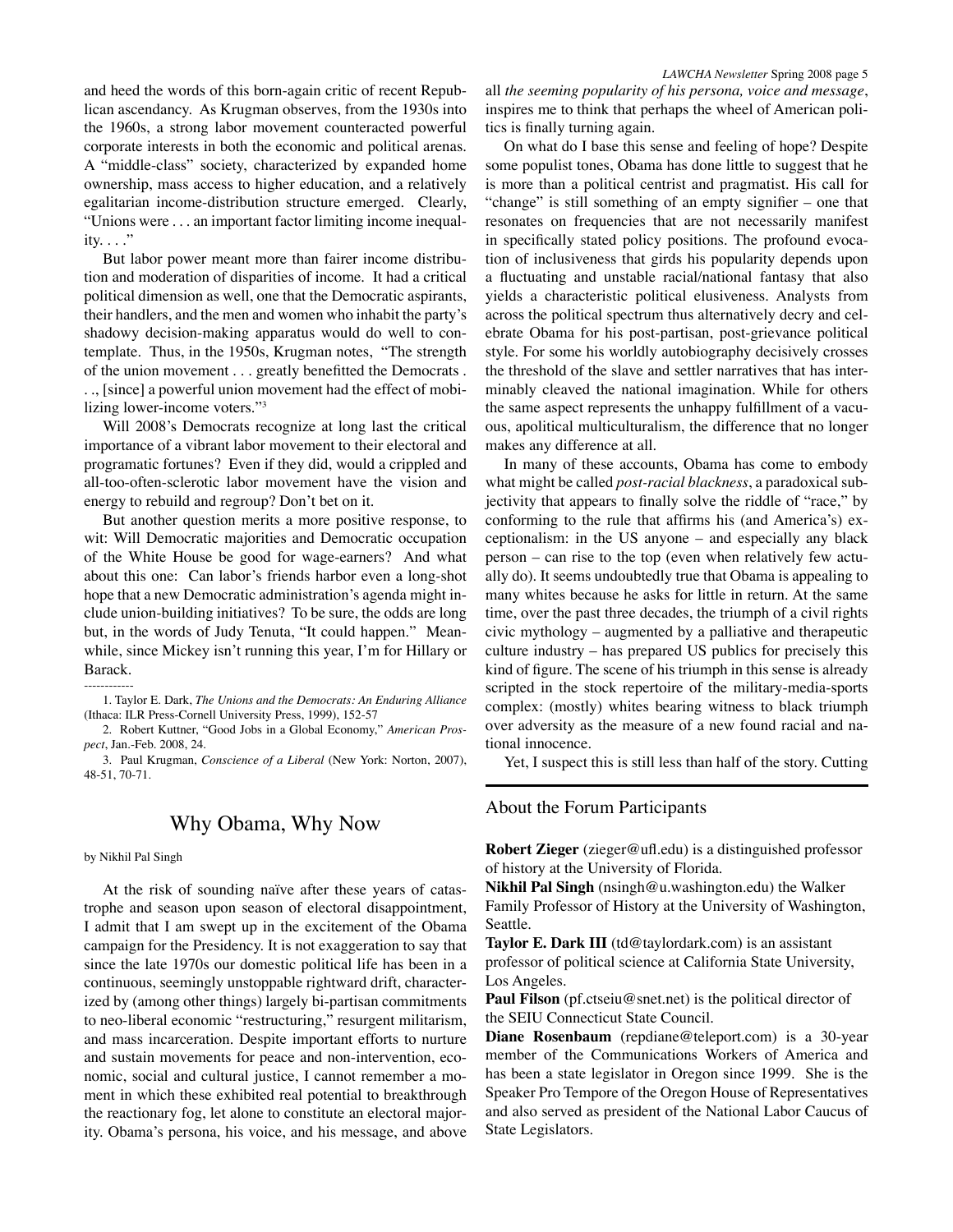and heed the words of this born-again critic of recent Republican ascendancy. As Krugman observes, from the 1930s into the 1960s, a strong labor movement counteracted powerful corporate interests in both the economic and political arenas. A "middle-class" society, characterized by expanded home ownership, mass access to higher education, and a relatively egalitarian income-distribution structure emerged. Clearly, "Unions were . . . an important factor limiting income inequality. . . ."

But labor power meant more than fairer income distribution and moderation of disparities of income. It had a critical political dimension as well, one that the Democratic aspirants, their handlers, and the men and women who inhabit the party's shadowy decision-making apparatus would do well to contemplate. Thus, in the 1950s, Krugman notes, "The strength of the union movement . . . greatly benefitted the Democrats . . ., [since] a powerful union movement had the effect of mobilizing lower-income voters."[3]

Will 2008's Democrats recognize at long last the critical importance of a vibrant labor movement to their electoral and programatic fortunes? Even if they did, would a crippled and all-too-often-sclerotic labor movement have the vision and energy to rebuild and regroup? Don't bet on it.

But another question merits a more positive response, to wit: Will Democratic majorities and Democratic occupation of the White House be good for wage-earners? And what about this one: Can labor's friends harbor even a long-shot hope that a new Democratic administration's agenda might include union-building initiatives? To be sure, the odds are long but, in the words of Judy Tenuta, "It could happen." Meanwhile, since Mickey isn't running this year, I'm for Hillary or Barack.

------------

1. Taylor E. Dark, *The Unions and the Democrats: An Enduring Alliance* (Ithaca: ILR Press-Cornell University Press, 1999), 152-57

2. Robert Kuttner, "Good Jobs in a Global Economy," *American Prospect*, Jan.-Feb. 2008, 24.

3. Paul Krugman, *Conscience of a Liberal* (New York: Norton, 2007), 48-51, 70-71.

## Why Obama, Why Now

by Nikhil Pal Singh

At the risk of sounding naïve after these years of catastrophe and season upon season of electoral disappointment, I admit that I am swept up in the excitement of the Obama campaign for the Presidency. It is not exaggeration to say that since the late 1970s our domestic political life has been in a continuous, seemingly unstoppable rightward drift, characterized by (among other things) largely bi-partisan commitments to neo-liberal economic "restructuring," resurgent militarism, and mass incarceration. Despite important efforts to nurture and sustain movements for peace and non-intervention, economic, social and cultural justice, I cannot remember a moment in which these exhibited real potential to breakthrough the reactionary fog, let alone to constitute an electoral majority. Obama's persona, his voice, and his message, and above all *the seeming popularity of his persona, voice and message*, inspires me to think that perhaps the wheel of American politics is finally turning again.

On what do I base this sense and feeling of hope? Despite some populist tones, Obama has done little to suggest that he is more than a political centrist and pragmatist. His call for "change" is still something of an empty signifier – one that resonates on frequencies that are not necessarily manifest in specifically stated policy positions. The profound evocation of inclusiveness that girds his popularity depends upon a fluctuating and unstable racial/national fantasy that also yields a characteristic political elusiveness. Analysts from across the political spectrum thus alternatively decry and celebrate Obama for his post-partisan, post-grievance political style. For some his worldly autobiography decisively crosses the threshold of the slave and settler narratives that has interminably cleaved the national imagination. While for others the same aspect represents the unhappy fulfillment of a vacuous, apolitical multiculturalism, the difference that no longer makes any difference at all.

In many of these accounts, Obama has come to embody what might be called *post-racial blackness*, a paradoxical subjectivity that appears to finally solve the riddle of "race," by conforming to the rule that affirms his (and America's) exceptionalism: in the US anyone – and especially any black person – can rise to the top (even when relatively few actually do). It seems undoubtedly true that Obama is appealing to many whites because he asks for little in return. At the same time, over the past three decades, the triumph of a civil rights civic mythology – augmented by a palliative and therapeutic culture industry – has prepared US publics for precisely this kind of figure. The scene of his triumph in this sense is already scripted in the stock repertoire of the military-media-sports complex: (mostly) whites bearing witness to black triumph over adversity as the measure of a new found racial and national innocence.

Yet, I suspect this is still less than half of the story. Cutting

---

### About the Forum Participants

**Robert Zieger** (zieger@ufl.edu) is a distinguished professor of history at the University of Florida.

**Nikhil Pal Singh** (nsingh@u.washington.edu) the Walker Family Professor of History at the University of Washington, Seattle.

**Taylor E. Dark III** (td@taylordark.com) is an assistant professor of political science at California State University, Los Angeles.

**Paul Filson** (pf.ctseiu@snet.net) is the political director of the SEIU Connecticut State Council.

**Diane Rosenbaum** (repdiane@teleport.com) is a 30-year member of the Communications Workers of America and has been a state legislator in Oregon since 1999. She is the Speaker Pro Tempore of the Oregon House of Representatives and also served as president of the National Labor Caucus of State Legislators.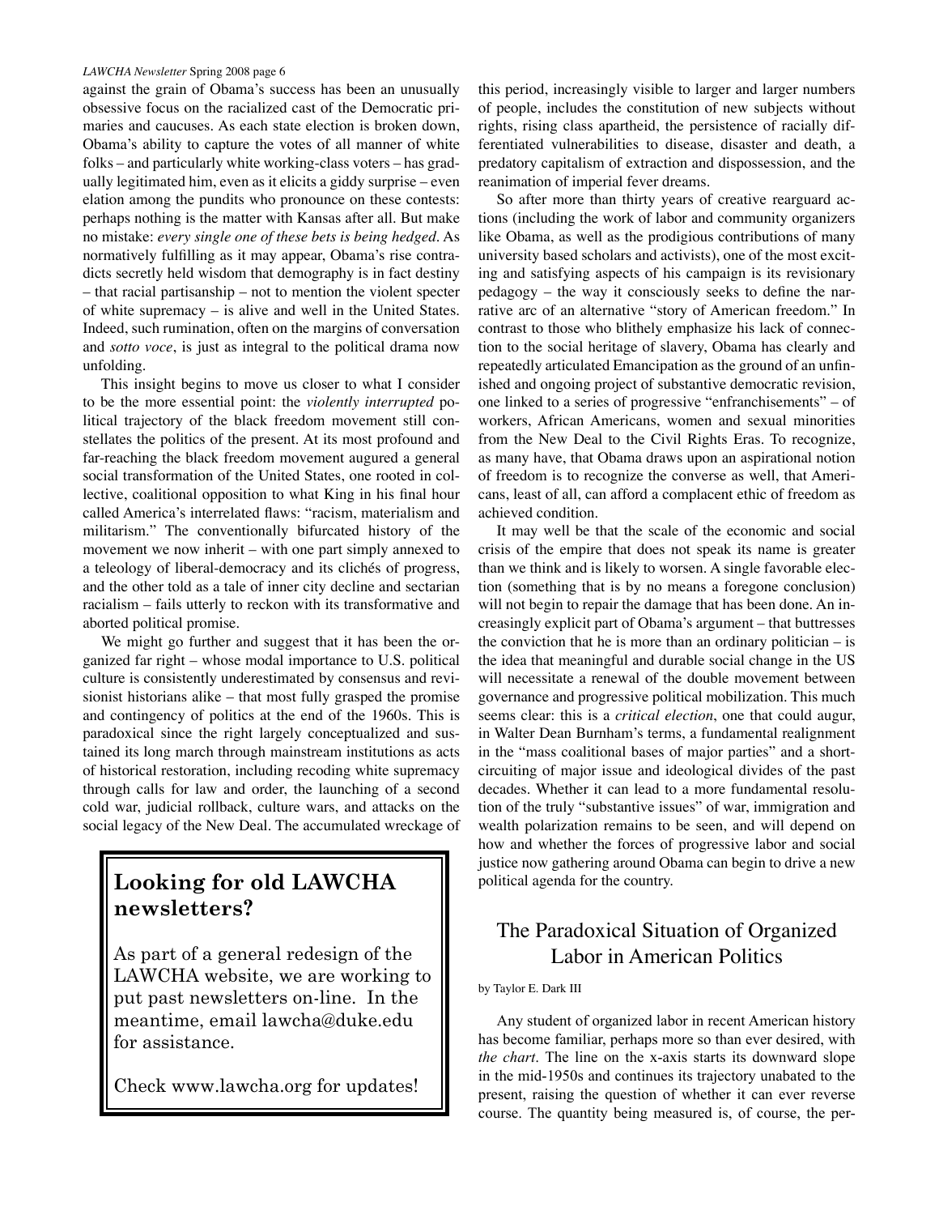against the grain of Obama's success has been an unusually obsessive focus on the racialized cast of the Democratic primaries and caucuses. As each state election is broken down, Obama's ability to capture the votes of all manner of white folks – and particularly white working-class voters – has gradually legitimated him, even as it elicits a giddy surprise – even elation among the pundits who pronounce on these contests: perhaps nothing is the matter with Kansas after all. But make no mistake: *every single one of these bets is being hedged*. As normatively fulfilling as it may appear, Obama's rise contradicts secretly held wisdom that demography is in fact destiny – that racial partisanship – not to mention the violent specter of white supremacy – is alive and well in the United States. Indeed, such rumination, often on the margins of conversation and *sotto voce*, is just as integral to the political drama now unfolding.

This insight begins to move us closer to what I consider to be the more essential point: the *violently interrupted* political trajectory of the black freedom movement still constellates the politics of the present. At its most profound and far-reaching the black freedom movement augured a general social transformation of the United States, one rooted in collective, coalitional opposition to what King in his final hour called America's interrelated flaws: "racism, materialism and militarism." The conventionally bifurcated history of the movement we now inherit – with one part simply annexed to a teleology of liberal-democracy and its clichés of progress, and the other told as a tale of inner city decline and sectarian racialism – fails utterly to reckon with its transformative and aborted political promise.

We might go further and suggest that it has been the organized far right – whose modal importance to U.S. political culture is consistently underestimated by consensus and revisionist historians alike – that most fully grasped the promise and contingency of politics at the end of the 1960s. This is paradoxical since the right largely conceptualized and sustained its long march through mainstream institutions as acts of historical restoration, including recoding white supremacy through calls for law and order, the launching of a second cold war, judicial rollback, culture wars, and attacks on the social legacy of the New Deal. The accumulated wreckage of this period, increasingly visible to larger and larger numbers of people, includes the constitution of new subjects without rights, rising class apartheid, the persistence of racially differentiated vulnerabilities to disease, disaster and death, a predatory capitalism of extraction and dispossession, and the reanimation of imperial fever dreams.

So after more than thirty years of creative rearguard actions (including the work of labor and community organizers like Obama, as well as the prodigious contributions of many university based scholars and activists), one of the most exciting and satisfying aspects of his campaign is its revisionary pedagogy – the way it consciously seeks to define the narrative arc of an alternative "story of American freedom." In contrast to those who blithely emphasize his lack of connection to the social heritage of slavery, Obama has clearly and repeatedly articulated Emancipation as the ground of an unfinished and ongoing project of substantive democratic revision, one linked to a series of progressive "enfranchisements" – of workers, African Americans, women and sexual minorities from the New Deal to the Civil Rights Eras. To recognize, as many have, that Obama draws upon an aspirational notion of freedom is to recognize the converse as well, that Americans, least of all, can afford a complacent ethic of freedom as achieved condition.

It may well be that the scale of the economic and social crisis of the empire that does not speak its name is greater than we think and is likely to worsen. A single favorable election (something that is by no means a foregone conclusion) will not begin to repair the damage that has been done. An increasingly explicit part of Obama's argument – that buttresses the conviction that he is more than an ordinary politician – is the idea that meaningful and durable social change in the US will necessitate a renewal of the double movement between governance and progressive political mobilization. This much seems clear: this is a *critical election*, one that could augur, in Walter Dean Burnham's terms, a fundamental realignment in the "mass coalitional bases of major parties" and a short-circuiting of major issue and ideological divides of the past decades. Whether it can lead to a more fundamental resolution of the truly "substantive issues" of war, immigration and wealth polarization remains to be seen, and will depend on how and whether the forces of progressive labor and social justice now gathering around Obama can begin to drive a new political agenda for the country.

> **Looking for old LAWCHA newsletters?**
>
> As part of a general redesign of the LAWCHA website, we are working to put past newsletters on-line. In the meantime, email lawcha@duke.edu for assistance.
>
> Check www.lawcha.org for updates!

## The Paradoxical Situation of Organized Labor in American Politics

by Taylor E. Dark III

Any student of organized labor in recent American history has become familiar, perhaps more so than ever desired, with *the chart*. The line on the x-axis starts its downward slope in the mid-1950s and continues its trajectory unabated to the present, raising the question of whether it can ever reverse course. The quantity being measured is, of course, the per-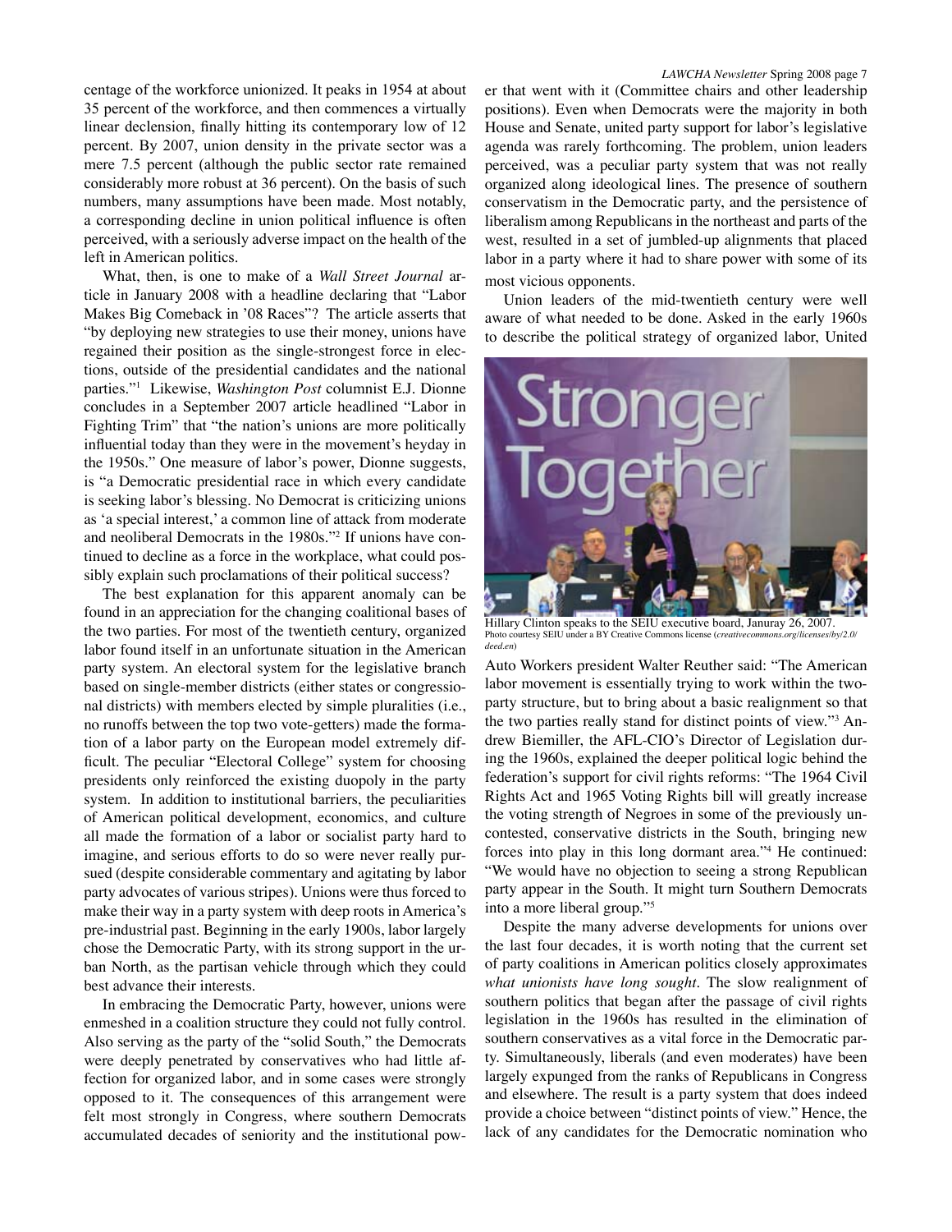centage of the workforce unionized. It peaks in 1954 at about 35 percent of the workforce, and then commences a virtually linear declension, finally hitting its contemporary low of 12 percent. By 2007, union density in the private sector was a mere 7.5 percent (although the public sector rate remained considerably more robust at 36 percent). On the basis of such numbers, many assumptions have been made. Most notably, a corresponding decline in union political influence is often perceived, with a seriously adverse impact on the health of the left in American politics.

What, then, is one to make of a *Wall Street Journal* article in January 2008 with a headline declaring that "Labor Makes Big Comeback in '08 Races"? The article asserts that "by deploying new strategies to use their money, unions have regained their position as the single-strongest force in elections, outside of the presidential candidates and the national parties."[1] Likewise, *Washington Post* columnist E.J. Dionne concludes in a September 2007 article headlined "Labor in Fighting Trim" that "the nation's unions are more politically influential today than they were in the movement's heyday in the 1950s." One measure of labor's power, Dionne suggests, is "a Democratic presidential race in which every candidate is seeking labor's blessing. No Democrat is criticizing unions as 'a special interest,' a common line of attack from moderate and neoliberal Democrats in the 1980s."[2] If unions have continued to decline as a force in the workplace, what could possibly explain such proclamations of their political success?

The best explanation for this apparent anomaly can be found in an appreciation for the changing coalitional bases of the two parties. For most of the twentieth century, organized labor found itself in an unfortunate situation in the American party system. An electoral system for the legislative branch based on single-member districts (either states or congressional districts) with members elected by simple pluralities (i.e., no runoffs between the top two vote-getters) made the formation of a labor party on the European model extremely difficult. The peculiar "Electoral College" system for choosing presidents only reinforced the existing duopoly in the party system. In addition to institutional barriers, the peculiarities of American political development, economics, and culture all made the formation of a labor or socialist party hard to imagine, and serious efforts to do so were never really pursued (despite considerable commentary and agitating by labor party advocates of various stripes). Unions were thus forced to make their way in a party system with deep roots in America's pre-industrial past. Beginning in the early 1900s, labor largely chose the Democratic Party, with its strong support in the urban North, as the partisan vehicle through which they could best advance their interests.

In embracing the Democratic Party, however, unions were enmeshed in a coalition structure they could not fully control. Also serving as the party of the "solid South," the Democrats were deeply penetrated by conservatives who had little affection for organized labor, and in some cases were strongly opposed to it. The consequences of this arrangement were felt most strongly in Congress, where southern Democrats accumulated decades of seniority and the institutional power that went with it (Committee chairs and other leadership positions). Even when Democrats were the majority in both House and Senate, united party support for labor's legislative agenda was rarely forthcoming. The problem, union leaders perceived, was a peculiar party system that was not really organized along ideological lines. The presence of southern conservatism in the Democratic party, and the persistence of liberalism among Republicans in the northeast and parts of the west, resulted in a set of jumbled-up alignments that placed labor in a party where it had to share power with some of its most vicious opponents.

Union leaders of the mid-twentieth century were well aware of what needed to be done. Asked in the early 1960s to describe the political strategy of organized labor, United Auto Workers president Walter Reuther said: "The American labor movement is essentially trying to work within the two-party structure, but to bring about a basic realignment so that the two parties really stand for distinct points of view."[3] Andrew Biemiller, the AFL-CIO's Director of Legislation during the 1960s, explained the deeper political logic behind the federation's support for civil rights reforms: "The 1964 Civil Rights Act and 1965 Voting Rights bill will greatly increase the voting strength of Negroes in some of the previously uncontested, conservative districts in the South, bringing new forces into play in this long dormant area."[4] He continued: "We would have no objection to seeing a strong Republican party appear in the South. It might turn Southern Democrats into a more liberal group."[5]

Hillary Clinton speaks to the SEIU executive board, Januray 26, 2007. Photo courtesy SEIU under a BY Creative Commons license (*creativecommons.org/licenses/by/2.0/deed.en*)

Despite the many adverse developments for unions over the last four decades, it is worth noting that the current set of party coalitions in American politics closely approximates *what unionists have long sought*. The slow realignment of southern politics that began after the passage of civil rights legislation in the 1960s has resulted in the elimination of southern conservatives as a vital force in the Democratic party. Simultaneously, liberals (and even moderates) have been largely expunged from the ranks of Republicans in Congress and elsewhere. The result is a party system that does indeed provide a choice between "distinct points of view." Hence, the lack of any candidates for the Democratic nomination who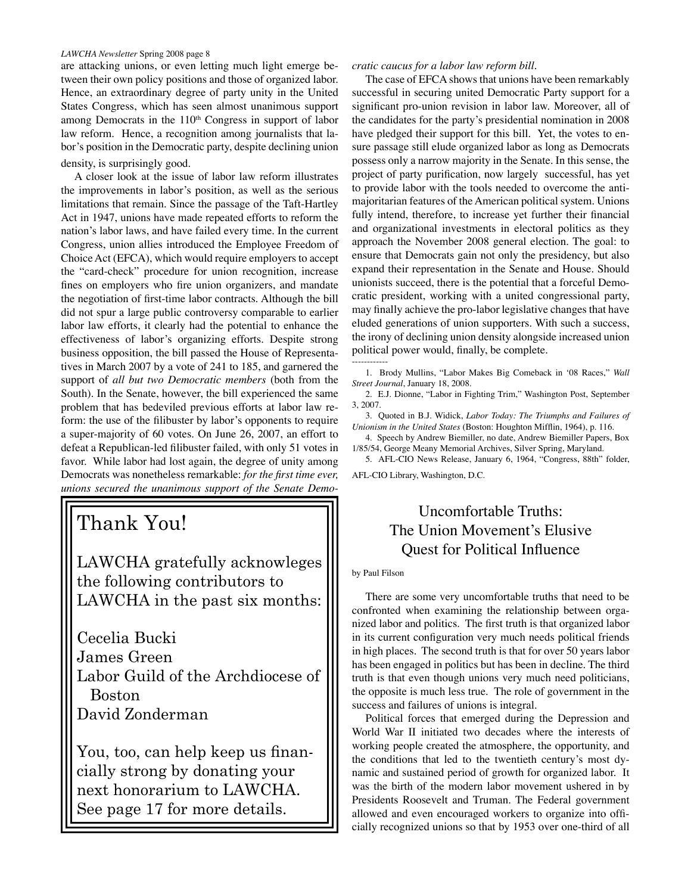are attacking unions, or even letting much light emerge between their own policy positions and those of organized labor. Hence, an extraordinary degree of party unity in the United States Congress, which has seen almost unanimous support among Democrats in the 110th Congress in support of labor law reform. Hence, a recognition among journalists that labor's position in the Democratic party, despite declining union density, is surprisingly good.

A closer look at the issue of labor law reform illustrates the improvements in labor's position, as well as the serious limitations that remain. Since the passage of the Taft-Hartley Act in 1947, unions have made repeated efforts to reform the nation's labor laws, and have failed every time. In the current Congress, union allies introduced the Employee Freedom of Choice Act (EFCA), which would require employers to accept the "card-check" procedure for union recognition, increase fines on employers who fire union organizers, and mandate the negotiation of first-time labor contracts. Although the bill did not spur a large public controversy comparable to earlier labor law efforts, it clearly had the potential to enhance the effectiveness of labor's organizing efforts. Despite strong business opposition, the bill passed the House of Representatives in March 2007 by a vote of 241 to 185, and garnered the support of *all but two Democratic members* (both from the South). In the Senate, however, the bill experienced the same problem that has bedeviled previous efforts at labor law reform: the use of the filibuster by labor's opponents to require a super-majority of 60 votes. On June 26, 2007, an effort to defeat a Republican-led filibuster failed, with only 51 votes in favor. While labor had lost again, the degree of unity among Democrats was nonetheless remarkable: *for the first time ever, unions secured the unanimous support of the Senate Democratic caucus for a labor law reform bill*.

The case of EFCA shows that unions have been remarkably successful in securing united Democratic Party support for a significant pro-union revision in labor law. Moreover, all of the candidates for the party's presidential nomination in 2008 have pledged their support for this bill. Yet, the votes to ensure passage still elude organized labor as long as Democrats possess only a narrow majority in the Senate. In this sense, the project of party purification, now largely successful, has yet to provide labor with the tools needed to overcome the anti-majoritarian features of the American political system. Unions fully intend, therefore, to increase yet further their financial and organizational investments in electoral politics as they approach the November 2008 general election. The goal: to ensure that Democrats gain not only the presidency, but also expand their representation in the Senate and House. Should unionists succeed, there is the potential that a forceful Democratic president, working with a united congressional party, may finally achieve the pro-labor legislative changes that have eluded generations of union supporters. With such a success, the irony of declining union density alongside increased union political power would, finally, be complete.

------------

1. Brody Mullins, "Labor Makes Big Comeback in '08 Races," *Wall Street Journal*, January 18, 2008.
2. E.J. Dionne, "Labor in Fighting Trim," Washington Post, September 3, 2007.
3. Quoted in B.J. Widick, *Labor Today: The Triumphs and Failures of Unionism in the United States* (Boston: Houghton Mifflin, 1964), p. 116.
4. Speech by Andrew Biemiller, no date, Andrew Biemiller Papers, Box 1/85/54, George Meany Memorial Archives, Silver Spring, Maryland.
5. AFL-CIO News Release, January 6, 1964, "Congress, 88th" folder, AFL-CIO Library, Washington, D.C.

## Thank You!

LAWCHA gratefully acknowleges the following contributors to LAWCHA in the past six months:

Cecelia Bucki
James Green
Labor Guild of the Archdiocese of Boston
David Zonderman

You, too, can help keep us financially strong by donating your next honorarium to LAWCHA. See page 17 for more details.

## Uncomfortable Truths: The Union Movement's Elusive Quest for Political Influence

by Paul Filson

There are some very uncomfortable truths that need to be confronted when examining the relationship between organized labor and politics. The first truth is that organized labor in its current configuration very much needs political friends in high places. The second truth is that for over 50 years labor has been engaged in politics but has been in decline. The third truth is that even though unions very much need politicians, the opposite is much less true. The role of government in the success and failures of unions is integral.

Political forces that emerged during the Depression and World War II initiated two decades where the interests of working people created the atmosphere, the opportunity, and the conditions that led to the twentieth century's most dynamic and sustained period of growth for organized labor. It was the birth of the modern labor movement ushered in by Presidents Roosevelt and Truman. The Federal government allowed and even encouraged workers to organize into officially recognized unions so that by 1953 over one-third of all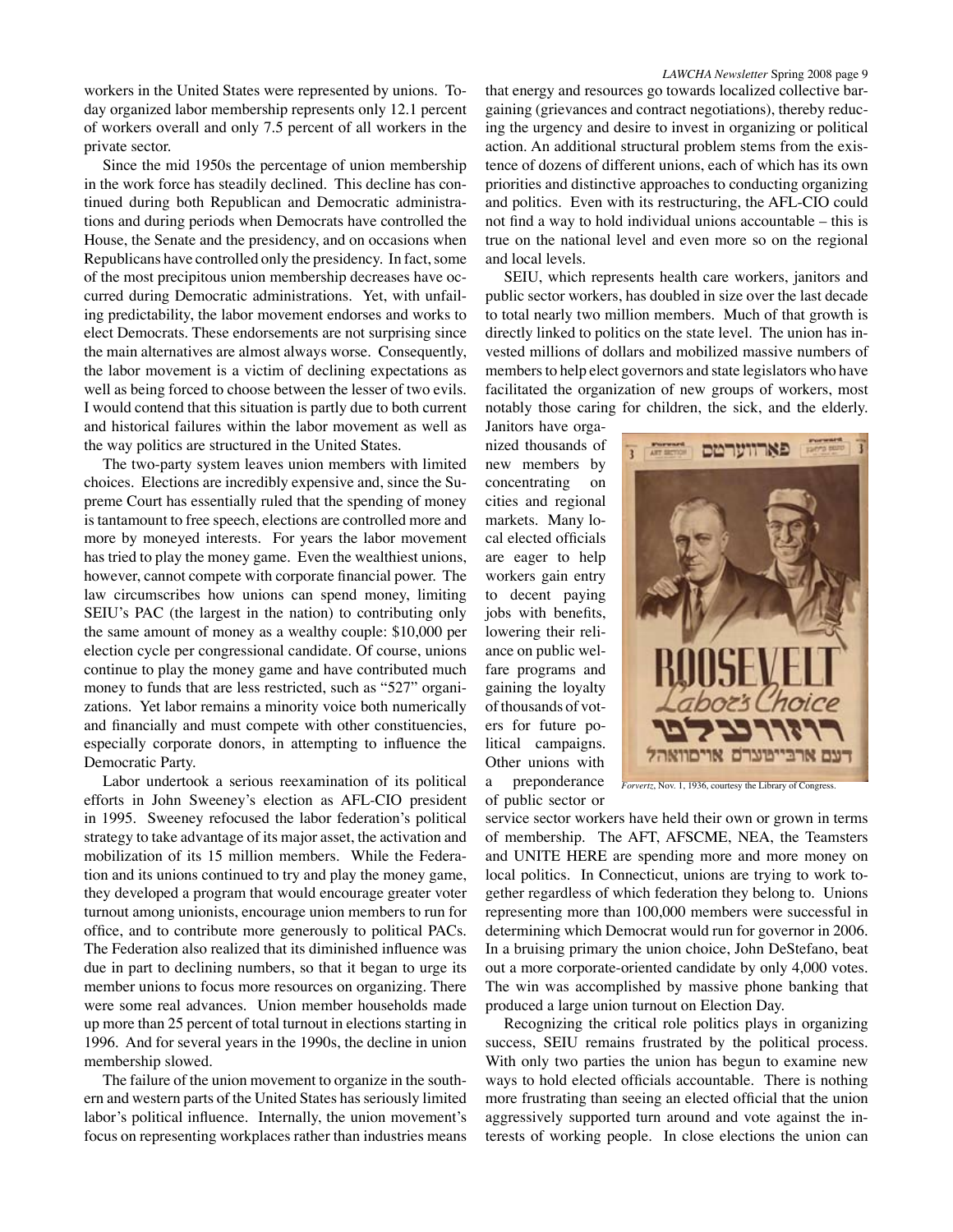workers in the United States were represented by unions. Today organized labor membership represents only 12.1 percent of workers overall and only 7.5 percent of all workers in the private sector.

Since the mid 1950s the percentage of union membership in the work force has steadily declined. This decline has continued during both Republican and Democratic administrations and during periods when Democrats have controlled the House, the Senate and the presidency, and on occasions when Republicans have controlled only the presidency. In fact, some of the most precipitous union membership decreases have occurred during Democratic administrations. Yet, with unfailing predictability, the labor movement endorses and works to elect Democrats. These endorsements are not surprising since the main alternatives are almost always worse. Consequently, the labor movement is a victim of declining expectations as well as being forced to choose between the lesser of two evils. I would contend that this situation is partly due to both current and historical failures within the labor movement as well as the way politics are structured in the United States.

The two-party system leaves union members with limited choices. Elections are incredibly expensive and, since the Supreme Court has essentially ruled that the spending of money is tantamount to free speech, elections are controlled more and more by moneyed interests. For years the labor movement has tried to play the money game. Even the wealthiest unions, however, cannot compete with corporate financial power. The law circumscribes how unions can spend money, limiting SEIU's PAC (the largest in the nation) to contributing only the same amount of money as a wealthy couple: $10,000 per election cycle per congressional candidate. Of course, unions continue to play the money game and have contributed much money to funds that are less restricted, such as "527" organizations. Yet labor remains a minority voice both numerically and financially and must compete with other constituencies, especially corporate donors, in attempting to influence the Democratic Party.

Labor undertook a serious reexamination of its political efforts in John Sweeney's election as AFL-CIO president in 1995. Sweeney refocused the labor federation's political strategy to take advantage of its major asset, the activation and mobilization of its 15 million members. While the Federation and its unions continued to try and play the money game, they developed a program that would encourage greater voter turnout among unionists, encourage union members to run for office, and to contribute more generously to political PACs. The Federation also realized that its diminished influence was due in part to declining numbers, so that it began to urge its member unions to focus more resources on organizing. There were some real advances. Union member households made up more than 25 percent of total turnout in elections starting in 1996. And for several years in the 1990s, the decline in union membership slowed.

The failure of the union movement to organize in the southern and western parts of the United States has seriously limited labor's political influence. Internally, the union movement's focus on representing workplaces rather than industries means that energy and resources go towards localized collective bargaining (grievances and contract negotiations), thereby reducing the urgency and desire to invest in organizing or political action. An additional structural problem stems from the existence of dozens of different unions, each of which has its own priorities and distinctive approaches to conducting organizing and politics. Even with its restructuring, the AFL-CIO could not find a way to hold individual unions accountable – this is true on the national level and even more so on the regional and local levels.

SEIU, which represents health care workers, janitors and public sector workers, has doubled in size over the last decade to total nearly two million members. Much of that growth is directly linked to politics on the state level. The union has invested millions of dollars and mobilized massive numbers of members to help elect governors and state legislators who have facilitated the organization of new groups of workers, most notably those caring for children, the sick, and the elderly. Janitors have organized thousands of new members by concentrating on cities and regional markets. Many local elected officials are eager to help workers gain entry to decent paying jobs with benefits, lowering their reliance on public welfare programs and gaining the loyalty of thousands of voters for future political campaigns. Other unions with a preponderance of public sector or service sector workers have held their own or grown in terms of membership. The AFT, AFSCME, NEA, the Teamsters and UNITE HERE are spending more and more money on local politics. In Connecticut, unions are trying to work together regardless of which federation they belong to. Unions representing more than 100,000 members were successful in determining which Democrat would run for governor in 2006. In a bruising primary the union choice, John DeStefano, beat out a more corporate-oriented candidate by only 4,000 votes. The win was accomplished by massive phone banking that produced a large union turnout on Election Day.

*Forvertz*, Nov. 1, 1936, courtesy the Library of Congress.

Recognizing the critical role politics plays in organizing success, SEIU remains frustrated by the political process. With only two parties the union has begun to examine new ways to hold elected officials accountable. There is nothing more frustrating than seeing an elected official that the union aggressively supported turn around and vote against the interests of working people. In close elections the union can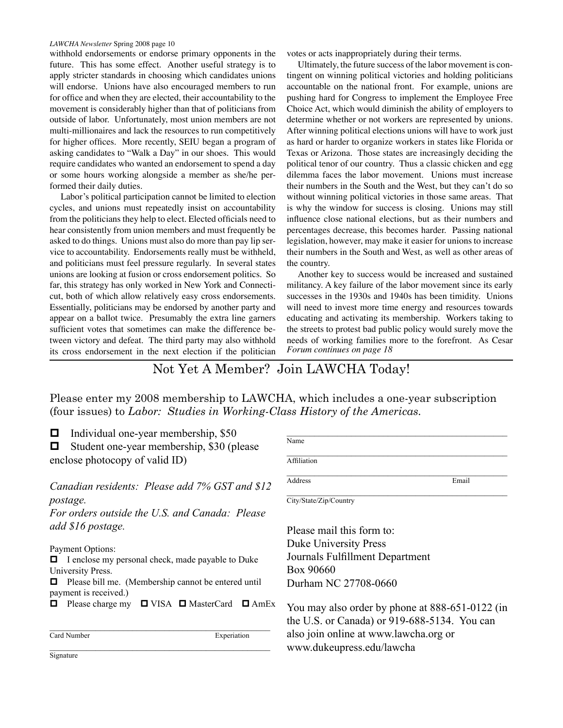withhold endorsements or endorse primary opponents in the future. This has some effect. Another useful strategy is to apply stricter standards in choosing which candidates unions will endorse. Unions have also encouraged members to run for office and when they are elected, their accountability to the movement is considerably higher than that of politicians from outside of labor. Unfortunately, most union members are not multi-millionaires and lack the resources to run competitively for higher offices. More recently, SEIU began a program of asking candidates to "Walk a Day" in our shoes. This would require candidates who wanted an endorsement to spend a day or some hours working alongside a member as she/he performed their daily duties.

Labor's political participation cannot be limited to election cycles, and unions must repeatedly insist on accountability from the politicians they help to elect. Elected officials need to hear consistently from union members and must frequently be asked to do things. Unions must also do more than pay lip service to accountability. Endorsements really must be withheld, and politicians must feel pressure regularly. In several states unions are looking at fusion or cross endorsement politics. So far, this strategy has only worked in New York and Connecticut, both of which allow relatively easy cross endorsements. Essentially, politicians may be endorsed by another party and appear on a ballot twice. Presumably the extra line garners sufficient votes that sometimes can make the difference between victory and defeat. The third party may also withhold its cross endorsement in the next election if the politician votes or acts inappropriately during their terms.

Ultimately, the future success of the labor movement is contingent on winning political victories and holding politicians accountable on the national front. For example, unions are pushing hard for Congress to implement the Employee Free Choice Act, which would diminish the ability of employers to determine whether or not workers are represented by unions. After winning political elections unions will have to work just as hard or harder to organize workers in states like Florida or Texas or Arizona. Those states are increasingly deciding the political tenor of our country. Thus a classic chicken and egg dilemma faces the labor movement. Unions must increase their numbers in the South and the West, but they can't do so without winning political victories in those same areas. That is why the window for success is closing. Unions may still influence close national elections, but as their numbers and percentages decrease, this becomes harder. Passing national legislation, however, may make it easier for unions to increase their numbers in the South and West, as well as other areas of the country.

Another key to success would be increased and sustained militancy. A key failure of the labor movement since its early successes in the 1930s and 1940s has been timidity. Unions will need to invest more time energy and resources towards educating and activating its membership. Workers taking to the streets to protest bad public policy would surely move the needs of working families more to the forefront. As Cesar

*Forum continues on page 18*

---

## Not Yet A Member? Join LAWCHA Today!

Please enter my 2008 membership to LAWCHA, which includes a one-year subscription (four issues) to *Labor: Studies in Working-Class History of the Americas.*

- ☐ Individual one-year membership, $50
- ☐ Student one-year membership, $30 (please enclose photocopy of valid ID)

*Canadian residents: Please add 7% GST and $12 postage.*
*For orders outside the U.S. and Canada: Please add $16 postage.*

Payment Options:
- ☐ I enclose my personal check, made payable to Duke University Press.
- ☐ Please bill me. (Membership cannot be entered until payment is received.)
- ☐ Please charge my ☐ VISA ☐ MasterCard ☐ AmEx

\_\_\_\_\_\_\_\_\_\_\_\_\_\_\_\_\_\_\_\_\_\_\_\_\_\_\_\_\_\_\_\_\_\_\_\_\_\_\_\_
Card Number Experiation

\_\_\_\_\_\_\_\_\_\_\_\_\_\_\_\_\_\_\_\_\_\_\_\_\_\_\_\_\_\_\_\_\_\_\_\_\_\_\_\_
Signature

\_\_\_\_\_\_\_\_\_\_\_\_\_\_\_\_\_\_\_\_\_\_\_\_\_\_\_\_\_\_\_\_\_\_\_\_\_\_\_\_
Name

\_\_\_\_\_\_\_\_\_\_\_\_\_\_\_\_\_\_\_\_\_\_\_\_\_\_\_\_\_\_\_\_\_\_\_\_\_\_\_\_
Affiliation

\_\_\_\_\_\_\_\_\_\_\_\_\_\_\_\_\_\_\_\_\_\_\_\_\_\_\_\_\_\_\_\_\_\_\_\_\_\_\_\_
Address Email

\_\_\_\_\_\_\_\_\_\_\_\_\_\_\_\_\_\_\_\_\_\_\_\_\_\_\_\_\_\_\_\_\_\_\_\_\_\_\_\_
City/State/Zip/Country

Please mail this form to:
Duke University Press
Journals Fulfillment Department
Box 90660
Durham NC 27708-0660

You may also order by phone at 888-651-0122 (in the U.S. or Canada) or 919-688-5134. You can also join online at www.lawcha.org or www.dukeupress.edu/lawcha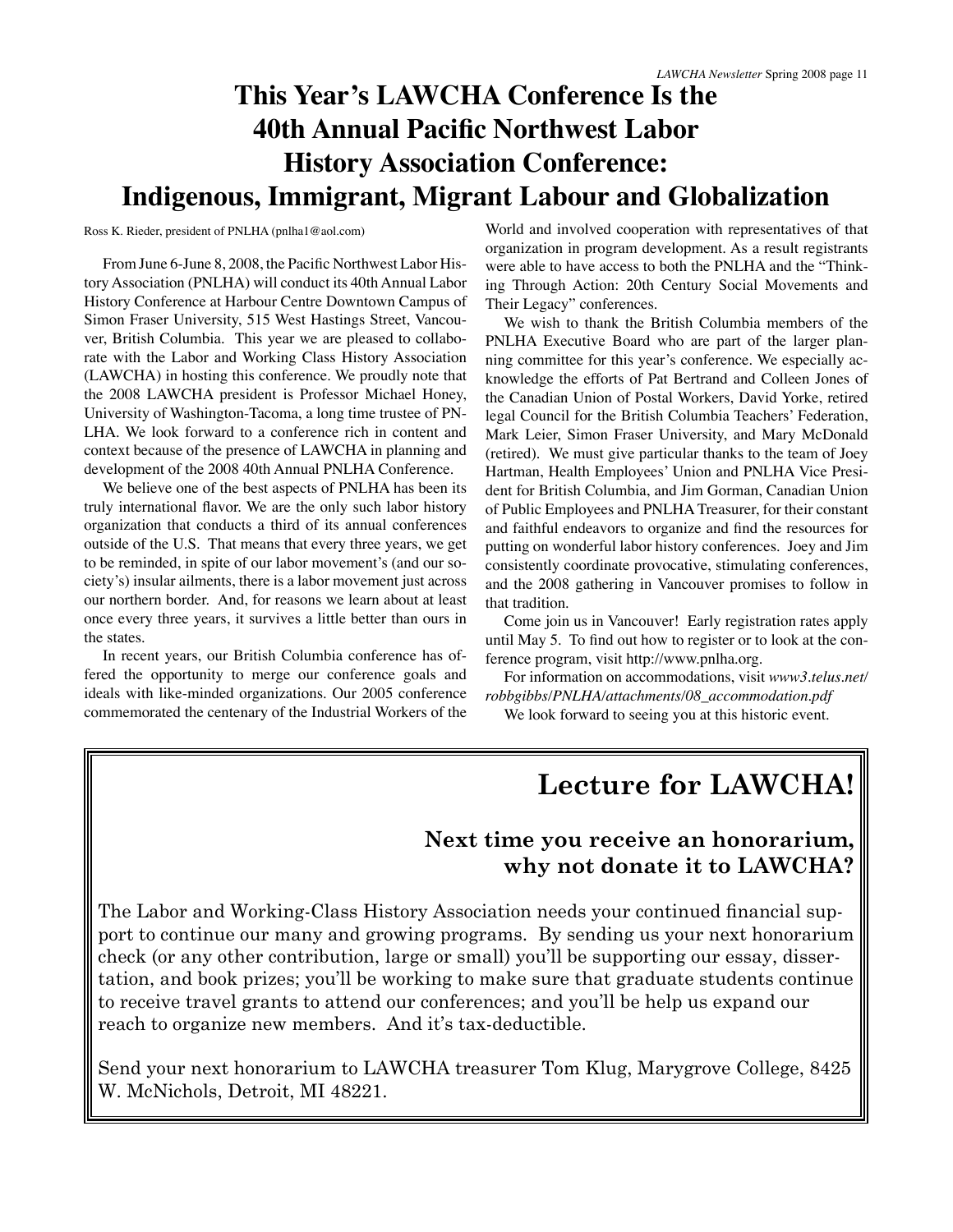# This Year's LAWCHA Conference Is the 40th Annual Pacific Northwest Labor History Association Conference: Indigenous, Immigrant, Migrant Labour and Globalization

Ross K. Rieder, president of PNLHA (pnlha1@aol.com)

From June 6-June 8, 2008, the Pacific Northwest Labor History Association (PNLHA) will conduct its 40th Annual Labor History Conference at Harbour Centre Downtown Campus of Simon Fraser University, 515 West Hastings Street, Vancouver, British Columbia. This year we are pleased to collaborate with the Labor and Working Class History Association (LAWCHA) in hosting this conference. We proudly note that the 2008 LAWCHA president is Professor Michael Honey, University of Washington-Tacoma, a long time trustee of PNLHA. We look forward to a conference rich in content and context because of the presence of LAWCHA in planning and development of the 2008 40th Annual PNLHA Conference.

We believe one of the best aspects of PNLHA has been its truly international flavor. We are the only such labor history organization that conducts a third of its annual conferences outside of the U.S. That means that every three years, we get to be reminded, in spite of our labor movement's (and our society's) insular ailments, there is a labor movement just across our northern border. And, for reasons we learn about at least once every three years, it survives a little better than ours in the states.

In recent years, our British Columbia conference has offered the opportunity to merge our conference goals and ideals with like-minded organizations. Our 2005 conference commemorated the centenary of the Industrial Workers of the World and involved cooperation with representatives of that organization in program development. As a result registrants were able to have access to both the PNLHA and the "Thinking Through Action: 20th Century Social Movements and Their Legacy" conferences.

We wish to thank the British Columbia members of the PNLHA Executive Board who are part of the larger planning committee for this year's conference. We especially acknowledge the efforts of Pat Bertrand and Colleen Jones of the Canadian Union of Postal Workers, David Yorke, retired legal Council for the British Columbia Teachers' Federation, Mark Leier, Simon Fraser University, and Mary McDonald (retired). We must give particular thanks to the team of Joey Hartman, Health Employees' Union and PNLHA Vice President for British Columbia, and Jim Gorman, Canadian Union of Public Employees and PNLHA Treasurer, for their constant and faithful endeavors to organize and find the resources for putting on wonderful labor history conferences. Joey and Jim consistently coordinate provocative, stimulating conferences, and the 2008 gathering in Vancouver promises to follow in that tradition.

Come join us in Vancouver! Early registration rates apply until May 5. To find out how to register or to look at the conference program, visit http://www.pnlha.org.

For information on accommodations, visit *www3.telus.net/robbgibbs/PNLHA/attachments/08_accommodation.pdf*

We look forward to seeing you at this historic event.

## Lecture for LAWCHA!

### Next time you receive an honorarium, why not donate it to LAWCHA?

The Labor and Working-Class History Association needs your continued financial support to continue our many and growing programs. By sending us your next honorarium check (or any other contribution, large or small) you'll be supporting our essay, dissertation, and book prizes; you'll be working to make sure that graduate students continue to receive travel grants to attend our conferences; and you'll be help us expand our reach to organize new members. And it's tax-deductible.

Send your next honorarium to LAWCHA treasurer Tom Klug, Marygrove College, 8425 W. McNichols, Detroit, MI 48221.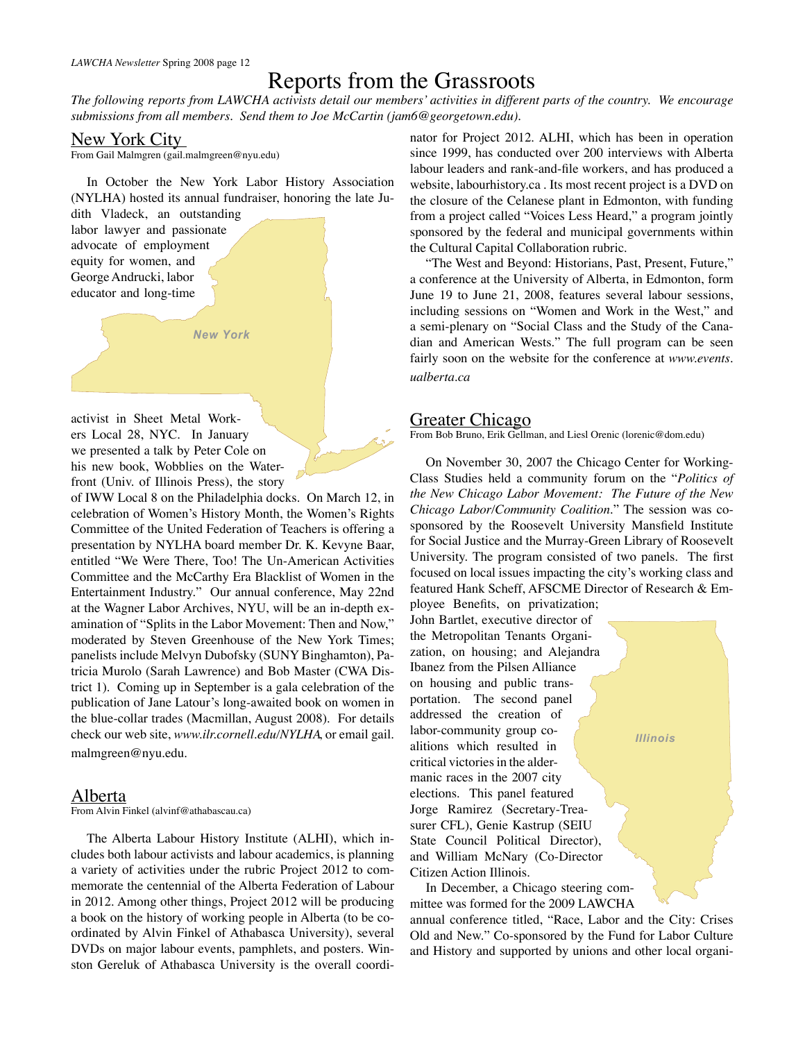# Reports from the Grassroots

*The following reports from LAWCHA activists detail our members' activities in different parts of the country. We encourage submissions from all members. Send them to Joe McCartin (jam6@georgetown.edu).*

## New York City

From Gail Malmgren (gail.malmgreen@nyu.edu)

In October the New York Labor History Association (NYLHA) hosted its annual fundraiser, honoring the late Judith Vladeck, an outstanding labor lawyer and passionate advocate of employment equity for women, and George Andrucki, labor educator and long-time activist in Sheet Metal Workers Local 28, NYC. In January we presented a talk by Peter Cole on his new book, Wobblies on the Waterfront (Univ. of Illinois Press), the story of IWW Local 8 on the Philadelphia docks. On March 12, in celebration of Women's History Month, the Women's Rights Committee of the United Federation of Teachers is offering a presentation by NYLHA board member Dr. K. Kevyne Baar, entitled "We Were There, Too! The Un-American Activities Committee and the McCarthy Era Blacklist of Women in the Entertainment Industry." Our annual conference, May 22nd at the Wagner Labor Archives, NYU, will be an in-depth examination of "Splits in the Labor Movement: Then and Now," moderated by Steven Greenhouse of the New York Times; panelists include Melvyn Dubofsky (SUNY Binghamton), Patricia Murolo (Sarah Lawrence) and Bob Master (CWA District 1). Coming up in September is a gala celebration of the publication of Jane Latour's long-awaited book on women in the blue-collar trades (Macmillan, August 2008). For details check our web site, *www.ilr.cornell.edu/NYLHA*, or email gail.malmgreen@nyu.edu.

## Alberta

From Alvin Finkel (alvinf@athabascau.ca)

The Alberta Labour History Institute (ALHI), which includes both labour activists and labour academics, is planning a variety of activities under the rubric Project 2012 to commemorate the centennial of the Alberta Federation of Labour in 2012. Among other things, Project 2012 will be producing a book on the history of working people in Alberta (to be coordinated by Alvin Finkel of Athabasca University), several DVDs on major labour events, pamphlets, and posters. Winston Gereluk of Athabasca University is the overall coordinator for Project 2012. ALHI, which has been in operation since 1999, has conducted over 200 interviews with Alberta labour leaders and rank-and-file workers, and has produced a website, labourhistory.ca . Its most recent project is a DVD on the closure of the Celanese plant in Edmonton, with funding from a project called "Voices Less Heard," a program jointly sponsored by the federal and municipal governments within the Cultural Capital Collaboration rubric.

"The West and Beyond: Historians, Past, Present, Future," a conference at the University of Alberta, in Edmonton, form June 19 to June 21, 2008, features several labour sessions, including sessions on "Women and Work in the West," and a semi-plenary on "Social Class and the Study of the Canadian and American Wests." The full program can be seen fairly soon on the website for the conference at *www.events.ualberta.ca*

## Greater Chicago

From Bob Bruno, Erik Gellman, and Liesl Orenic (lorenic@dom.edu)

On November 30, 2007 the Chicago Center for Working-Class Studies held a community forum on the "*Politics of the New Chicago Labor Movement: The Future of the New Chicago Labor/Community Coalition*." The session was co-sponsored by the Roosevelt University Mansfield Institute for Social Justice and the Murray-Green Library of Roosevelt University. The program consisted of two panels. The first focused on local issues impacting the city's working class and featured Hank Scheff, AFSCME Director of Research & Employee Benefits, on privatization; John Bartlet, executive director of the Metropolitan Tenants Organization, on housing; and Alejandra Ibanez from the Pilsen Alliance on housing and public transportation. The second panel addressed the creation of labor-community group coalitions which resulted in critical victories in the aldermanic races in the 2007 city elections. This panel featured Jorge Ramirez (Secretary-Treasurer CFL), Genie Kastrup (SEIU State Council Political Director), and William McNary (Co-Director Citizen Action Illinois.

In December, a Chicago steering committee was formed for the 2009 LAWCHA annual conference titled, "Race, Labor and the City: Crises Old and New." Co-sponsored by the Fund for Labor Culture and History and supported by unions and other local organi-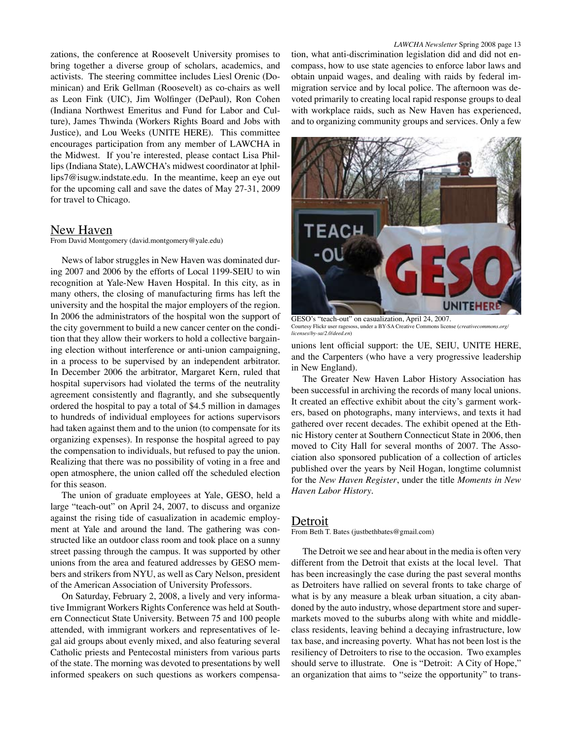zations, the conference at Roosevelt University promises to bring together a diverse group of scholars, academics, and activists. The steering committee includes Liesl Orenic (Dominican) and Erik Gellman (Roosevelt) as co-chairs as well as Leon Fink (UIC), Jim Wolfinger (DePaul), Ron Cohen (Indiana Northwest Emeritus and Fund for Labor and Culture), James Thwinda (Workers Rights Board and Jobs with Justice), and Lou Weeks (UNITE HERE). This committee encourages participation from any member of LAWCHA in the Midwest. If you're interested, please contact Lisa Phillips (Indiana State), LAWCHA's midwest coordinator at lphillips7@isugw.indstate.edu. In the meantime, keep an eye out for the upcoming call and save the dates of May 27-31, 2009 for travel to Chicago.

## New Haven

From David Montgomery (david.montgomery@yale.edu)

News of labor struggles in New Haven was dominated during 2007 and 2006 by the efforts of Local 1199-SEIU to win recognition at Yale-New Haven Hospital. In this city, as in many others, the closing of manufacturing firms has left the university and the hospital the major employers of the region. In 2006 the administrators of the hospital won the support of the city government to build a new cancer center on the condition that they allow their workers to hold a collective bargaining election without interference or anti-union campaigning, in a process to be supervised by an independent arbitrator. In December 2006 the arbitrator, Margaret Kern, ruled that hospital supervisors had violated the terms of the neutrality agreement consistently and flagrantly, and she subsequently ordered the hospital to pay a total of $4.5 million in damages to hundreds of individual employees for actions supervisors had taken against them and to the union (to compensate for its organizing expenses). In response the hospital agreed to pay the compensation to individuals, but refused to pay the union. Realizing that there was no possibility of voting in a free and open atmosphere, the union called off the scheduled election for this season.

The union of graduate employees at Yale, GESO, held a large "teach-out" on April 24, 2007, to discuss and organize against the rising tide of casualization in academic employment at Yale and around the land. The gathering was constructed like an outdoor class room and took place on a sunny street passing through the campus. It was supported by other unions from the area and featured addresses by GESO members and strikers from NYU, as well as Cary Nelson, president of the American Association of University Professors.

On Saturday, February 2, 2008, a lively and very informative Immigrant Workers Rights Conference was held at Southern Connecticut State University. Between 75 and 100 people attended, with immigrant workers and representatives of legal aid groups about evenly mixed, and also featuring several Catholic priests and Pentecostal ministers from various parts of the state. The morning was devoted to presentations by well informed speakers on such questions as workers compensation, what anti-discrimination legislation did and did not encompass, how to use state agencies to enforce labor laws and obtain unpaid wages, and dealing with raids by federal immigration service and by local police. The afternoon was devoted primarily to creating local rapid response groups to deal with workplace raids, such as New Haven has experienced, and to organizing community groups and services. Only a few unions lent official support: the UE, SEIU, UNITE HERE, and the Carpenters (who have a very progressive leadership in New England).

GESO's "teach-out" on casualization, April 24, 2007.
Courtesy Flickr user ragesoss, under a BY-SA Creative Commons license (*creativecommons.org/licenses/by-sa/2.0/deed.en*)

The Greater New Haven Labor History Association has been successful in archiving the records of many local unions. It created an effective exhibit about the city's garment workers, based on photographs, many interviews, and texts it had gathered over recent decades. The exhibit opened at the Ethnic History center at Southern Connecticut State in 2006, then moved to City Hall for several months of 2007. The Association also sponsored publication of a collection of articles published over the years by Neil Hogan, longtime columnist for the *New Haven Register*, under the title *Moments in New Haven Labor History*.

## Detroit

From Beth T. Bates (justbethbates@gmail.com)

The Detroit we see and hear about in the media is often very different from the Detroit that exists at the local level. That has been increasingly the case during the past several months as Detroiters have rallied on several fronts to take charge of what is by any measure a bleak urban situation, a city abandoned by the auto industry, whose department store and supermarkets moved to the suburbs along with white and middle-class residents, leaving behind a decaying infrastructure, low tax base, and increasing poverty. What has not been lost is the resiliency of Detroiters to rise to the occasion. Two examples should serve to illustrate. One is "Detroit: A City of Hope," an organization that aims to "seize the opportunity" to trans-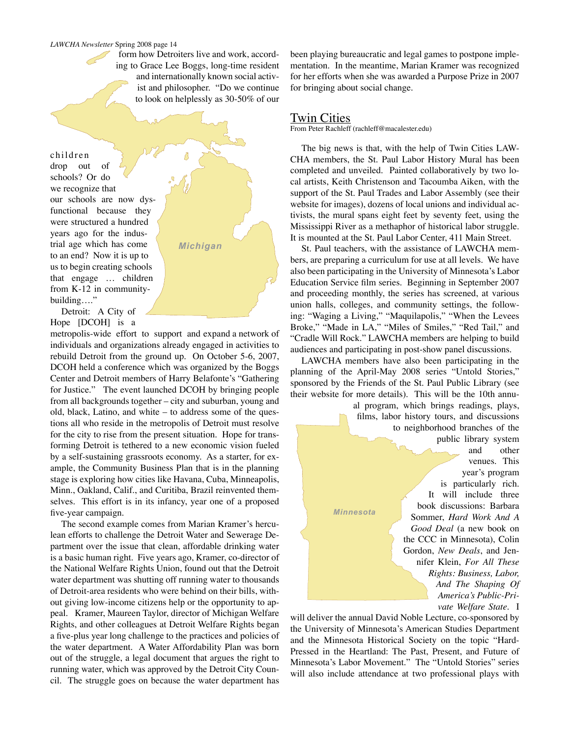form how Detroiters live and work, according to Grace Lee Boggs, long-time resident and internationally known social activist and philosopher. "Do we continue to look on helplessly as 30-50% of our children drop out of schools? Or do we recognize that our schools are now dysfunctional because they were structured a hundred years ago for the industrial age which has come to an end? Now it is up to us to begin creating schools that engage … children from K-12 in community-building…."

Detroit: A City of Hope [DCOH] is a metropolis-wide effort to support and expand a network of individuals and organizations already engaged in activities to rebuild Detroit from the ground up. On October 5-6, 2007, DCOH held a conference which was organized by the Boggs Center and Detroit members of Harry Belafonte's "Gathering for Justice." The event launched DCOH by bringing people from all backgrounds together – city and suburban, young and old, black, Latino, and white – to address some of the questions all who reside in the metropolis of Detroit must resolve for the city to rise from the present situation. Hope for transforming Detroit is tethered to a new economic vision fueled by a self-sustaining grassroots economy. As a starter, for example, the Community Business Plan that is in the planning stage is exploring how cities like Havana, Cuba, Minneapolis, Minn., Oakland, Calif., and Curitiba, Brazil reinvented themselves. This effort is in its infancy, year one of a proposed five-year campaign.

The second example comes from Marian Kramer's herculean efforts to challenge the Detroit Water and Sewerage Department over the issue that clean, affordable drinking water is a basic human right. Five years ago, Kramer, co-director of the National Welfare Rights Union, found out that the Detroit water department was shutting off running water to thousands of Detroit-area residents who were behind on their bills, without giving low-income citizens help or the opportunity to appeal. Kramer, Maureen Taylor, director of Michigan Welfare Rights, and other colleagues at Detroit Welfare Rights began a five-plus year long challenge to the practices and policies of the water department. A Water Affordability Plan was born out of the struggle, a legal document that argues the right to running water, which was approved by the Detroit City Council. The struggle goes on because the water department has been playing bureaucratic and legal games to postpone implementation. In the meantime, Marian Kramer was recognized for her efforts when she was awarded a Purpose Prize in 2007 for bringing about social change.

## Twin Cities

From Peter Rachleff (rachleff@macalester.edu)

The big news is that, with the help of Twin Cities LAWCHA members, the St. Paul Labor History Mural has been completed and unveiled. Painted collaboratively by two local artists, Keith Christenson and Tacoumba Aiken, with the support of the St. Paul Trades and Labor Assembly (see their website for images), dozens of local unions and individual activists, the mural spans eight feet by seventy feet, using the Mississippi River as a methaphor of historical labor struggle. It is mounted at the St. Paul Labor Center, 411 Main Street.

St. Paul teachers, with the assistance of LAWCHA members, are preparing a curriculum for use at all levels. We have also been participating in the University of Minnesota's Labor Education Service film series. Beginning in September 2007 and proceeding monthly, the series has screened, at various union halls, colleges, and community settings, the following: "Waging a Living," "Maquilapolis," "When the Levees Broke," "Made in LA," "Miles of Smiles," "Red Tail," and "Cradle Will Rock." LAWCHA members are helping to build audiences and participating in post-show panel discussions.

LAWCHA members have also been participating in the planning of the April-May 2008 series "Untold Stories," sponsored by the Friends of the St. Paul Public Library (see their website for more details). This will be the 10th annual program, which brings readings, plays, films, labor history tours, and discussions to neighborhood branches of the public library system and other venues. This year's program is particularly rich. It will include three book discussions: Barbara Sommer, *Hard Work And A Good Deal* (a new book on the CCC in Minnesota), Colin Gordon, *New Deals*, and Jennifer Klein, *For All These Rights: Business, Labor, And The Shaping Of America's Public-Private Welfare State*. I will deliver the annual David Noble Lecture, co-sponsored by the University of Minnesota's American Studies Department and the Minnesota Historical Society on the topic "Hard-Pressed in the Heartland: The Past, Present, and Future of Minnesota's Labor Movement." The "Untold Stories" series will also include attendance at two professional plays with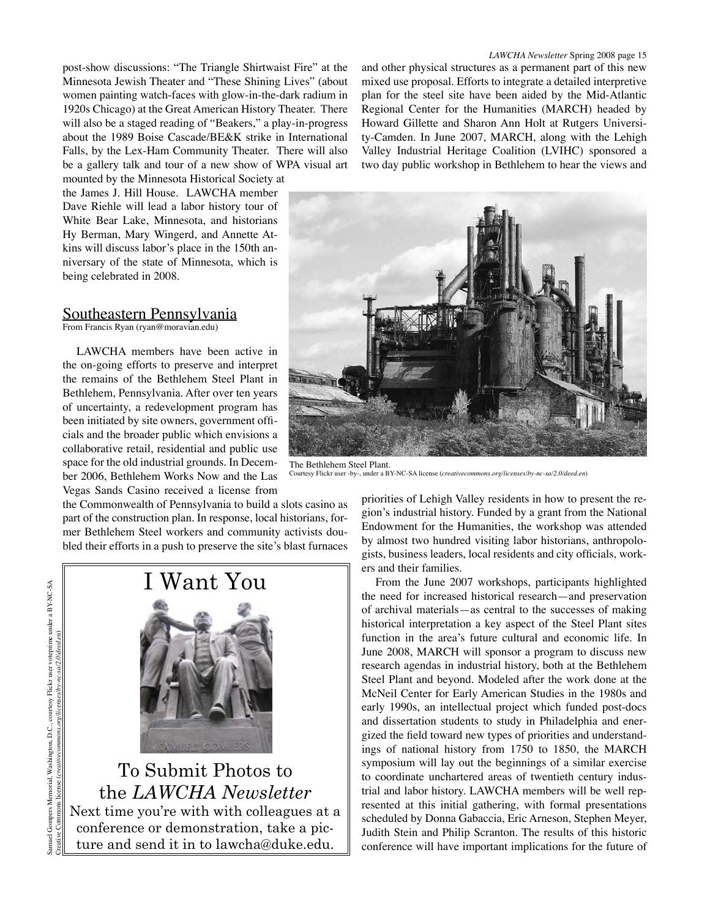post-show discussions: "The Triangle Shirtwaist Fire" at the Minnesota Jewish Theater and "These Shining Lives" (about women painting watch-faces with glow-in-the-dark radium in 1920s Chicago) at the Great American History Theater. There will also be a staged reading of "Beakers," a play-in-progress about the 1989 Boise Cascade/BE&K strike in International Falls, by the Lex-Ham Community Theater. There will also be a gallery talk and tour of a new show of WPA visual art mounted by the Minnesota Historical Society at the James J. Hill House. LAWCHA member Dave Riehle will lead a labor history tour of White Bear Lake, Minnesota, and historians Hy Berman, Mary Wingerd, and Annette Atkins will discuss labor's place in the 150th anniversary of the state of Minnesota, which is being celebrated in 2008.

## Southeastern Pennsylvania

From Francis Ryan (ryan@moravian.edu)

LAWCHA members have been active in the on-going efforts to preserve and interpret the remains of the Bethlehem Steel Plant in Bethlehem, Pennsylvania. After over ten years of uncertainty, a redevelopment program has been initiated by site owners, government officials and the broader public which envisions a collaborative retail, residential and public use space for the old industrial grounds. In December 2006, Bethlehem Works Now and the Las Vegas Sands Casino received a license from the Commonwealth of Pennsylvania to build a slots casino as part of the construction plan. In response, local historians, former Bethlehem Steel workers and community activists doubled their efforts in a push to preserve the site's blast furnaces and other physical structures as a permanent part of this new mixed use proposal. Efforts to integrate a detailed interpretive plan for the steel site have been aided by the Mid-Atlantic Regional Center for the Humanities (MARCH) headed by Howard Gillette and Sharon Ann Holt at Rutgers University-Camden. In June 2007, MARCH, along with the Lehigh Valley Industrial Heritage Coalition (LVIHC) sponsored a two day public workshop in Bethlehem to hear the views and priorities of Lehigh Valley residents in how to present the region's industrial history. Funded by a grant from the National Endowment for the Humanities, the workshop was attended by almost two hundred visiting labor historians, anthropologists, business leaders, local residents and city officials, workers and their families.

The Bethlehem Steel Plant.
Courtesy Flickr user -by-, under a BY-NC-SA license (*creativecommons.org/licenses/by-nc-sa/2.0/deed.en*)

From the June 2007 workshops, participants highlighted the need for increased historical research—and preservation of archival materials—as central to the successes of making historical interpretation a key aspect of the Steel Plant sites function in the area's future cultural and economic life. In June 2008, MARCH will sponsor a program to discuss new research agendas in industrial history, both at the Bethlehem Steel Plant and beyond. Modeled after the work done at the McNeil Center for Early American Studies in the 1980s and early 1990s, an intellectual project which funded post-docs and dissertation students to study in Philadelphia and energized the field toward new types of priorities and understandings of national history from 1750 to 1850, the MARCH symposium will lay out the beginnings of a similar exercise to coordinate unchartered areas of twentieth century industrial and labor history. LAWCHA members will be well represented at this initial gathering, with formal presentations scheduled by Donna Gabaccia, Eric Arneson, Stephen Meyer, Judith Stein and Philip Scranton. The results of this historic conference will have important implications for the future of

---

# I Want You

To Submit Photos to the *LAWCHA Newsletter*

Next time you're with with colleagues at a conference or demonstration, take a picture and send it in to lawcha@duke.edu.

Samuel Gompers Memorial, Washington, D.C., courtesy Flickr user voteprime under a BY-NC-SA Creative Commons license (*creativecommons.org/licenses/by-nc-sa/2.0/deed.en*)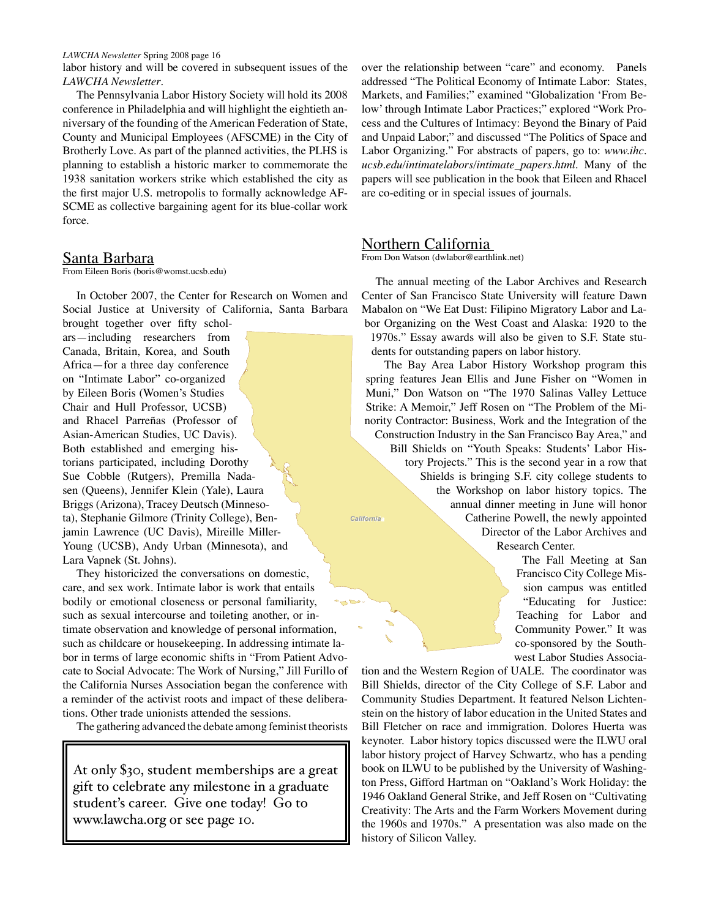labor history and will be covered in subsequent issues of the *LAWCHA Newsletter*.

The Pennsylvania Labor History Society will hold its 2008 conference in Philadelphia and will highlight the eightieth anniversary of the founding of the American Federation of State, County and Municipal Employees (AFSCME) in the City of Brotherly Love. As part of the planned activities, the PLHS is planning to establish a historic marker to commemorate the 1938 sanitation workers strike which established the city as the first major U.S. metropolis to formally acknowledge AFSCME as collective bargaining agent for its blue-collar work force.

## Santa Barbara

From Eileen Boris (boris@womst.ucsb.edu)

In October 2007, the Center for Research on Women and Social Justice at University of California, Santa Barbara brought together over fifty scholars—including researchers from Canada, Britain, Korea, and South Africa—for a three day conference on "Intimate Labor" co-organized by Eileen Boris (Women's Studies Chair and Hull Professor, UCSB) and Rhacel Parreñas (Professor of Asian-American Studies, UC Davis). Both established and emerging historians participated, including Dorothy Sue Cobble (Rutgers), Premilla Nadasen (Queens), Jennifer Klein (Yale), Laura Briggs (Arizona), Tracey Deutsch (Minnesota), Stephanie Gilmore (Trinity College), Benjamin Lawrence (UC Davis), Mireille Miller-Young (UCSB), Andy Urban (Minnesota), and Lara Vapnek (St. Johns).

They historicized the conversations on domestic, care, and sex work. Intimate labor is work that entails bodily or emotional closeness or personal familiarity, such as sexual intercourse and toileting another, or intimate observation and knowledge of personal information, such as childcare or housekeeping. In addressing intimate labor in terms of large economic shifts in "From Patient Advocate to Social Advocate: The Work of Nursing," Jill Furillo of the California Nurses Association began the conference with a reminder of the activist roots and impact of these deliberations. Other trade unionists attended the sessions.

The gathering advanced the debate among feminist theorists over the relationship between "care" and economy. Panels addressed "The Political Economy of Intimate Labor: States, Markets, and Families;" examined "Globalization 'From Below' through Intimate Labor Practices;" explored "Work Process and the Cultures of Intimacy: Beyond the Binary of Paid and Unpaid Labor;" and discussed "The Politics of Space and Labor Organizing." For abstracts of papers, go to: *www.ihc.ucsb.edu/intimatelabors/intimate_papers.html*. Many of the papers will see publication in the book that Eileen and Rhacel are co-editing or in special issues of journals.

> At only $30, student memberships are a great gift to celebrate any milestone in a graduate student's career. Give one today! Go to www.lawcha.org or see page 10.

## Northern California

From Don Watson (dwlabor@earthlink.net)

The annual meeting of the Labor Archives and Research Center of San Francisco State University will feature Dawn Mabalon on "We Eat Dust: Filipino Migratory Labor and Labor Organizing on the West Coast and Alaska: 1920 to the 1970s." Essay awards will also be given to S.F. State students for outstanding papers on labor history.

The Bay Area Labor History Workshop program this spring features Jean Ellis and June Fisher on "Women in Muni," Don Watson on "The 1970 Salinas Valley Lettuce Strike: A Memoir," Jeff Rosen on "The Problem of the Minority Contractor: Business, Work and the Integration of the Construction Industry in the San Francisco Bay Area," and Bill Shields on "Youth Speaks: Students' Labor History Projects." This is the second year in a row that Shields is bringing S.F. city college students to the Workshop on labor history topics. The annual dinner meeting in June will honor Catherine Powell, the newly appointed Director of the Labor Archives and Research Center.

The Fall Meeting at San Francisco City College Mission campus was entitled "Educating for Justice: Teaching for Labor and Community Power." It was co-sponsored by the Southwest Labor Studies Association and the Western Region of UALE. The coordinator was Bill Shields, director of the City College of S.F. Labor and Community Studies Department. It featured Nelson Lichtenstein on the history of labor education in the United States and Bill Fletcher on race and immigration. Dolores Huerta was keynoter. Labor history topics discussed were the ILWU oral labor history project of Harvey Schwartz, who has a pending book on ILWU to be published by the University of Washington Press, Gifford Hartman on "Oakland's Work Holiday: the 1946 Oakland General Strike, and Jeff Rosen on "Cultivating Creativity: The Arts and the Farm Workers Movement during the 1960s and 1970s." A presentation was also made on the history of Silicon Valley.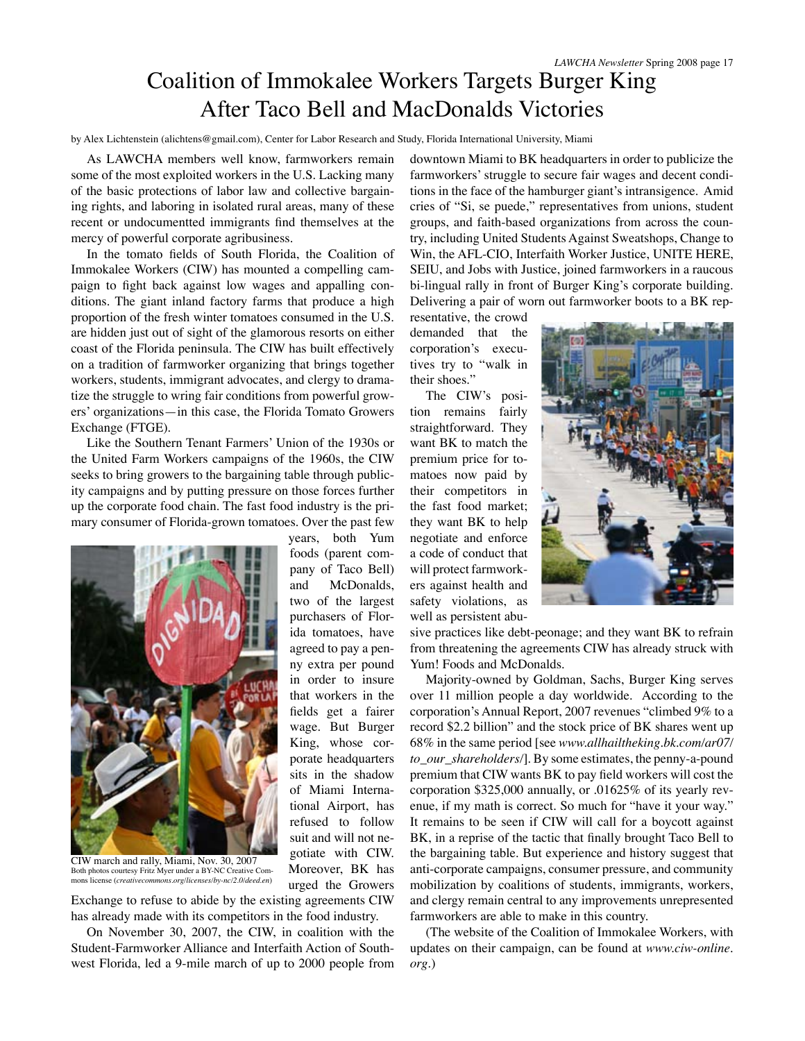# Coalition of Immokalee Workers Targets Burger King After Taco Bell and MacDonalds Victories

by Alex Lichtenstein (alichtens@gmail.com), Center for Labor Research and Study, Florida International University, Miami

As LAWCHA members well know, farmworkers remain some of the most exploited workers in the U.S. Lacking many of the basic protections of labor law and collective bargaining rights, and laboring in isolated rural areas, many of these recent or undocumentted immigrants find themselves at the mercy of powerful corporate agribusiness.

In the tomato fields of South Florida, the Coalition of Immokalee Workers (CIW) has mounted a compelling campaign to fight back against low wages and appalling conditions. The giant inland factory farms that produce a high proportion of the fresh winter tomatoes consumed in the U.S. are hidden just out of sight of the glamorous resorts on either coast of the Florida peninsula. The CIW has built effectively on a tradition of farmworker organizing that brings together workers, students, immigrant advocates, and clergy to dramatize the struggle to wring fair conditions from powerful growers' organizations—in this case, the Florida Tomato Growers Exchange (FTGE).

Like the Southern Tenant Farmers' Union of the 1930s or the United Farm Workers campaigns of the 1960s, the CIW seeks to bring growers to the bargaining table through publicity campaigns and by putting pressure on those forces further up the corporate food chain. The fast food industry is the primary consumer of Florida-grown tomatoes. Over the past few years, both Yum foods (parent company of Taco Bell) and McDonalds, two of the largest purchasers of Florida tomatoes, have agreed to pay a penny extra per pound in order to insure that workers in the fields get a fairer wage. But Burger King, whose corporate headquarters sits in the shadow of Miami International Airport, has refused to follow suit and will not negotiate with CIW. Moreover, BK has urged the Growers Exchange to refuse to abide by the existing agreements CIW has already made with its competitors in the food industry.

CIW march and rally, Miami, Nov. 30, 2007
Both photos courtesy Fritz Myer under a BY-NC Creative Commons license (*creativecommons.org/licenses/by-nc/2.0/deed.en*)

On November 30, 2007, the CIW, in coalition with the Student-Farmworker Alliance and Interfaith Action of Southwest Florida, led a 9-mile march of up to 2000 people from downtown Miami to BK headquarters in order to publicize the farmworkers' struggle to secure fair wages and decent conditions in the face of the hamburger giant's intransigence. Amid cries of "Si, se puede," representatives from unions, student groups, and faith-based organizations from across the country, including United Students Against Sweatshops, Change to Win, the AFL-CIO, Interfaith Worker Justice, UNITE HERE, SEIU, and Jobs with Justice, joined farmworkers in a raucous bi-lingual rally in front of Burger King's corporate building. Delivering a pair of worn out farmworker boots to a BK representative, the crowd demanded that the corporation's executives try to "walk in their shoes."

The CIW's position remains fairly straightforward. They want BK to match the premium price for tomatoes now paid by their competitors in the fast food market; they want BK to help negotiate and enforce a code of conduct that will protect farmworkers against health and safety violations, as well as persistent abusive practices like debt-peonage; and they want BK to refrain from threatening the agreements CIW has already struck with Yum! Foods and McDonalds.

Majority-owned by Goldman, Sachs, Burger King serves over 11 million people a day worldwide. According to the corporation's Annual Report, 2007 revenues "climbed 9% to a record $2.2 billion" and the stock price of BK shares went up 68% in the same period [see *www.allhailtheking.bk.com/ar07/to_our_shareholders/*]. By some estimates, the penny-a-pound premium that CIW wants BK to pay field workers will cost the corporation $325,000 annually, or .01625% of its yearly revenue, if my math is correct. So much for "have it your way." It remains to be seen if CIW will call for a boycott against BK, in a reprise of the tactic that finally brought Taco Bell to the bargaining table. But experience and history suggest that anti-corporate campaigns, consumer pressure, and community mobilization by coalitions of students, immigrants, workers, and clergy remain central to any improvements unrepresented farmworkers are able to make in this country.

(The website of the Coalition of Immokalee Workers, with updates on their campaign, can be found at *www.ciw-online.org*.)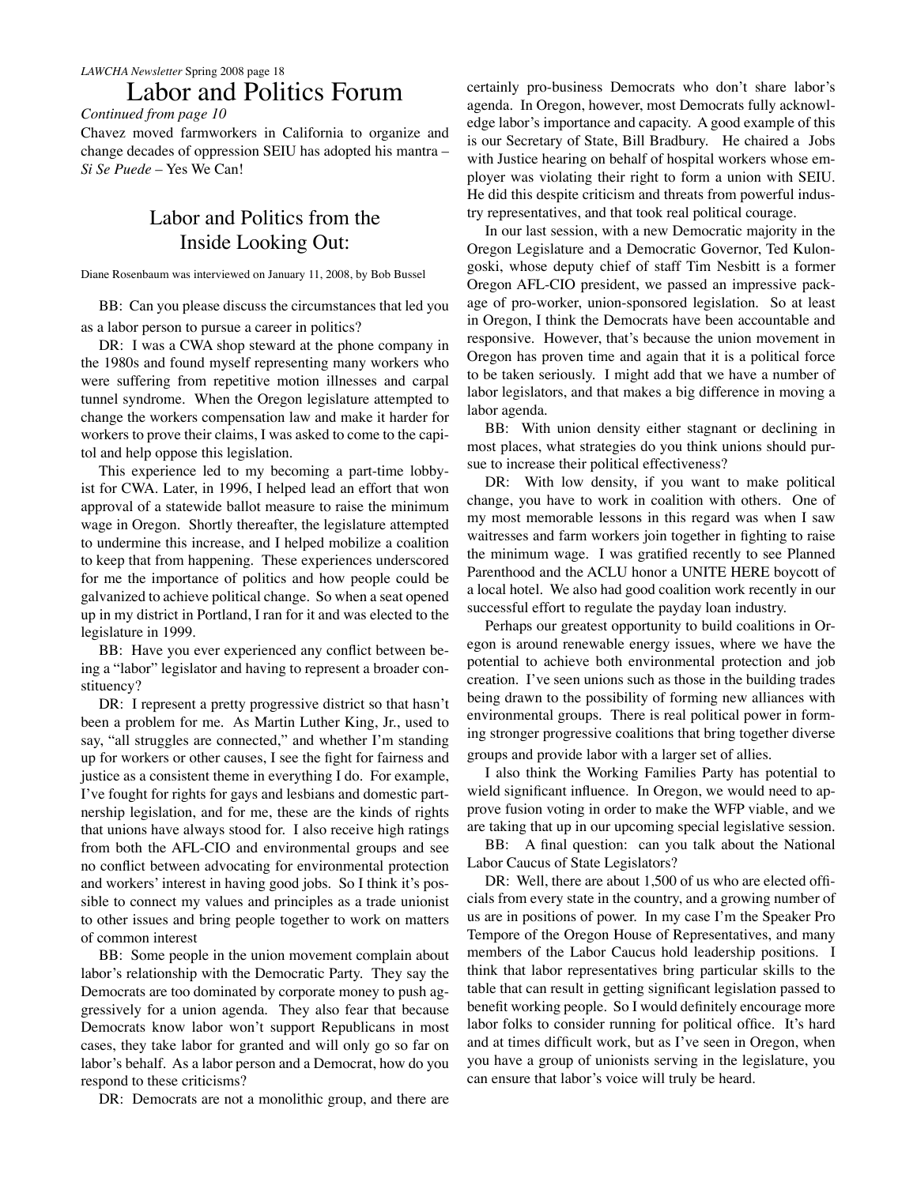# Labor and Politics Forum

*Continued from page 10*

Chavez moved farmworkers in California to organize and change decades of oppression SEIU has adopted his mantra – *Si Se Puede* – Yes We Can!

## Labor and Politics from the Inside Looking Out:

Diane Rosenbaum was interviewed on January 11, 2008, by Bob Bussel

BB: Can you please discuss the circumstances that led you as a labor person to pursue a career in politics?

DR: I was a CWA shop steward at the phone company in the 1980s and found myself representing many workers who were suffering from repetitive motion illnesses and carpal tunnel syndrome. When the Oregon legislature attempted to change the workers compensation law and make it harder for workers to prove their claims, I was asked to come to the capitol and help oppose this legislation.

This experience led to my becoming a part-time lobbyist for CWA. Later, in 1996, I helped lead an effort that won approval of a statewide ballot measure to raise the minimum wage in Oregon. Shortly thereafter, the legislature attempted to undermine this increase, and I helped mobilize a coalition to keep that from happening. These experiences underscored for me the importance of politics and how people could be galvanized to achieve political change. So when a seat opened up in my district in Portland, I ran for it and was elected to the legislature in 1999.

BB: Have you ever experienced any conflict between being a "labor" legislator and having to represent a broader constituency?

DR: I represent a pretty progressive district so that hasn't been a problem for me. As Martin Luther King, Jr., used to say, "all struggles are connected," and whether I'm standing up for workers or other causes, I see the fight for fairness and justice as a consistent theme in everything I do. For example, I've fought for rights for gays and lesbians and domestic partnership legislation, and for me, these are the kinds of rights that unions have always stood for. I also receive high ratings from both the AFL-CIO and environmental groups and see no conflict between advocating for environmental protection and workers' interest in having good jobs. So I think it's possible to connect my values and principles as a trade unionist to other issues and bring people together to work on matters of common interest

BB: Some people in the union movement complain about labor's relationship with the Democratic Party. They say the Democrats are too dominated by corporate money to push aggressively for a union agenda. They also fear that because Democrats know labor won't support Republicans in most cases, they take labor for granted and will only go so far on labor's behalf. As a labor person and a Democrat, how do you respond to these criticisms?

DR: Democrats are not a monolithic group, and there are certainly pro-business Democrats who don't share labor's agenda. In Oregon, however, most Democrats fully acknowledge labor's importance and capacity. A good example of this is our Secretary of State, Bill Bradbury. He chaired a Jobs with Justice hearing on behalf of hospital workers whose employer was violating their right to form a union with SEIU. He did this despite criticism and threats from powerful industry representatives, and that took real political courage.

In our last session, with a new Democratic majority in the Oregon Legislature and a Democratic Governor, Ted Kulongoski, whose deputy chief of staff Tim Nesbitt is a former Oregon AFL-CIO president, we passed an impressive package of pro-worker, union-sponsored legislation. So at least in Oregon, I think the Democrats have been accountable and responsive. However, that's because the union movement in Oregon has proven time and again that it is a political force to be taken seriously. I might add that we have a number of labor legislators, and that makes a big difference in moving a labor agenda.

BB: With union density either stagnant or declining in most places, what strategies do you think unions should pursue to increase their political effectiveness?

DR: With low density, if you want to make political change, you have to work in coalition with others. One of my most memorable lessons in this regard was when I saw waitresses and farm workers join together in fighting to raise the minimum wage. I was gratified recently to see Planned Parenthood and the ACLU honor a UNITE HERE boycott of a local hotel. We also had good coalition work recently in our successful effort to regulate the payday loan industry.

Perhaps our greatest opportunity to build coalitions in Oregon is around renewable energy issues, where we have the potential to achieve both environmental protection and job creation. I've seen unions such as those in the building trades being drawn to the possibility of forming new alliances with environmental groups. There is real political power in forming stronger progressive coalitions that bring together diverse groups and provide labor with a larger set of allies.

I also think the Working Families Party has potential to wield significant influence. In Oregon, we would need to approve fusion voting in order to make the WFP viable, and we are taking that up in our upcoming special legislative session.

BB: A final question: can you talk about the National Labor Caucus of State Legislators?

DR: Well, there are about 1,500 of us who are elected officials from every state in the country, and a growing number of us are in positions of power. In my case I'm the Speaker Pro Tempore of the Oregon House of Representatives, and many members of the Labor Caucus hold leadership positions. I think that labor representatives bring particular skills to the table that can result in getting significant legislation passed to benefit working people. So I would definitely encourage more labor folks to consider running for political office. It's hard and at times difficult work, but as I've seen in Oregon, when you have a group of unionists serving in the legislature, you can ensure that labor's voice will truly be heard.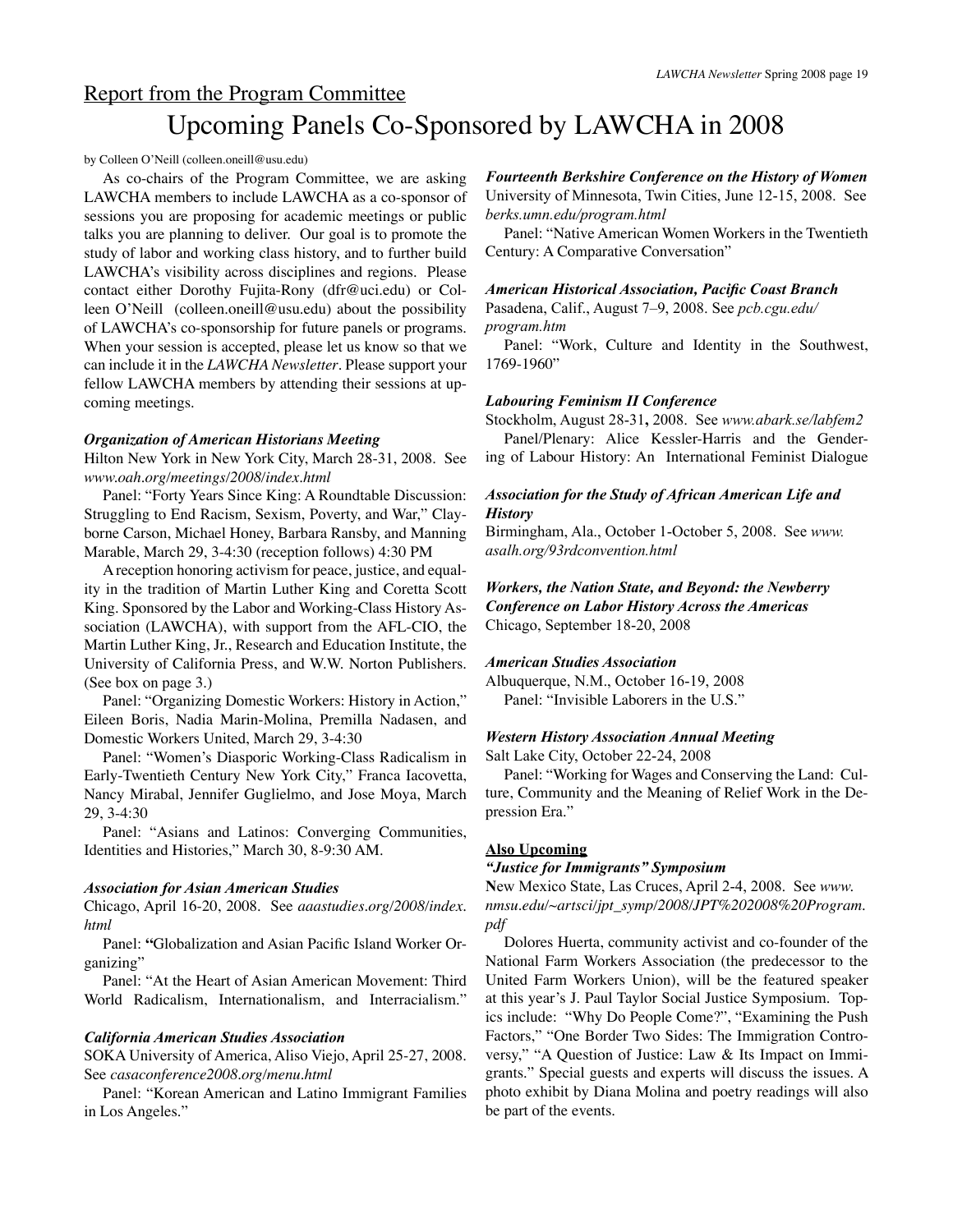## Report from the Program Committee

# Upcoming Panels Co-Sponsored by LAWCHA in 2008

by Colleen O'Neill (colleen.oneill@usu.edu)

As co-chairs of the Program Committee, we are asking LAWCHA members to include LAWCHA as a co-sponsor of sessions you are proposing for academic meetings or public talks you are planning to deliver. Our goal is to promote the study of labor and working class history, and to further build LAWCHA's visibility across disciplines and regions. Please contact either Dorothy Fujita-Rony (dfr@uci.edu) or Colleen O'Neill (colleen.oneill@usu.edu) about the possibility of LAWCHA's co-sponsorship for future panels or programs. When your session is accepted, please let us know so that we can include it in the *LAWCHA Newsletter*. Please support your fellow LAWCHA members by attending their sessions at upcoming meetings.

***Organization of American Historians Meeting***

Hilton New York in New York City, March 28-31, 2008. See *www.oah.org/meetings/2008/index.html*

Panel: "Forty Years Since King: A Roundtable Discussion: Struggling to End Racism, Sexism, Poverty, and War," Clayborne Carson, Michael Honey, Barbara Ransby, and Manning Marable, March 29, 3-4:30 (reception follows) 4:30 PM

A reception honoring activism for peace, justice, and equality in the tradition of Martin Luther King and Coretta Scott King. Sponsored by the Labor and Working-Class History Association (LAWCHA), with support from the AFL-CIO, the Martin Luther King, Jr., Research and Education Institute, the University of California Press, and W.W. Norton Publishers. (See box on page 3.)

Panel: "Organizing Domestic Workers: History in Action," Eileen Boris, Nadia Marin-Molina, Premilla Nadasen, and Domestic Workers United, March 29, 3-4:30

Panel: "Women's Diasporic Working-Class Radicalism in Early-Twentieth Century New York City," Franca Iacovetta, Nancy Mirabal, Jennifer Guglielmo, and Jose Moya, March 29, 3-4:30

Panel: "Asians and Latinos: Converging Communities, Identities and Histories," March 30, 8-9:30 AM.

***Association for Asian American Studies***

Chicago, April 16-20, 2008. See *aaastudies.org/2008/index.html*

Panel: **"**Globalization and Asian Pacific Island Worker Organizing"

Panel: "At the Heart of Asian American Movement: Third World Radicalism, Internationalism, and Interracialism."

***California American Studies Association***

SOKA University of America, Aliso Viejo, April 25-27, 2008. See *casaconference2008.org/menu.html*

Panel: "Korean American and Latino Immigrant Families in Los Angeles."

***Fourteenth Berkshire Conference on the History of Women***

University of Minnesota, Twin Cities, June 12-15, 2008. See *berks.umn.edu/program.html*

Panel: "Native American Women Workers in the Twentieth Century: A Comparative Conversation"

***American Historical Association, Pacific Coast Branch***

Pasadena, Calif., August 7–9, 2008. See *pcb.cgu.edu/program.htm*

Panel: "Work, Culture and Identity in the Southwest, 1769-1960"

***Labouring Feminism II Conference***

Stockholm, August 28-31**,** 2008. See *www.abark.se/labfem2*

Panel/Plenary: Alice Kessler-Harris and the Gendering of Labour History: An International Feminist Dialogue

***Association for the Study of African American Life and History***

Birmingham, Ala., October 1-October 5, 2008. See *www.asalh.org/93rdconvention.html*

***Workers, the Nation State, and Beyond: the Newberry Conference on Labor History Across the Americas***

Chicago, September 18-20, 2008

***American Studies Association***

Albuquerque, N.M., October 16-19, 2008

Panel: "Invisible Laborers in the U.S."

***Western History Association Annual Meeting***

Salt Lake City, October 22-24, 2008

Panel: "Working for Wages and Conserving the Land: Culture, Community and the Meaning of Relief Work in the Depression Era."

**Also Upcoming**

***"Justice for Immigrants" Symposium***

**N**ew Mexico State, Las Cruces, April 2-4, 2008. See *www.nmsu.edu/~artsci/jpt_symp/2008/JPT%202008%20Program.pdf*

Dolores Huerta, community activist and co-founder of the National Farm Workers Association (the predecessor to the United Farm Workers Union), will be the featured speaker at this year's J. Paul Taylor Social Justice Symposium. Topics include: "Why Do People Come?", "Examining the Push Factors," "One Border Two Sides: The Immigration Controversy," "A Question of Justice: Law & Its Impact on Immigrants." Special guests and experts will discuss the issues. A photo exhibit by Diana Molina and poetry readings will also be part of the events.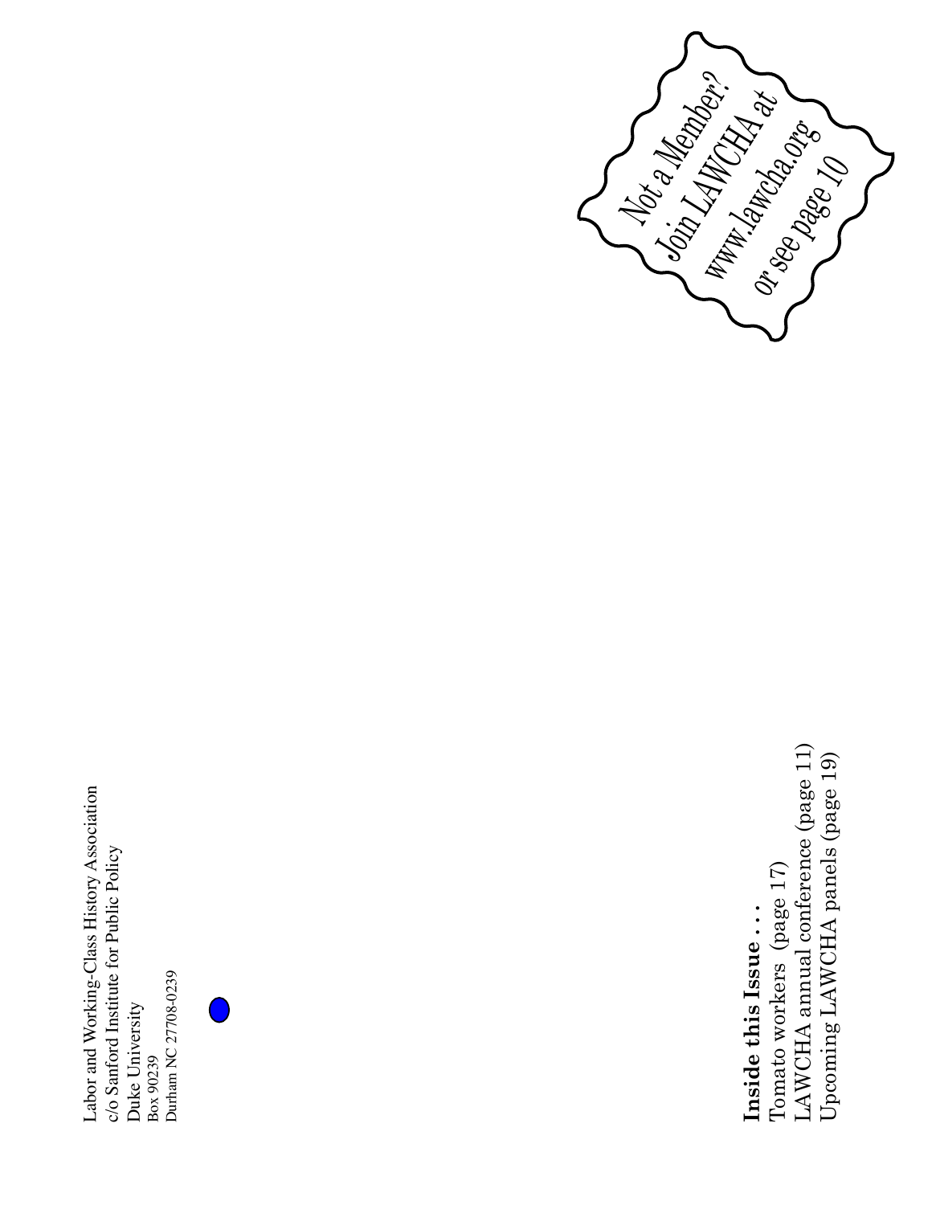Labor and Working-Class History Association
c/o Sanford Institute for Public Policy
Duke University
Box 90239
Durham NC 27708-0239

*Not a Member?*
*Join LAWCHA at*
*www.lawcha.org*
*or see page 10*

**Inside this Issue . . .**
Tomato workers (page 17)
LAWCHA annual conference (page 11)
Upcoming LAWCHA panels (page 19)